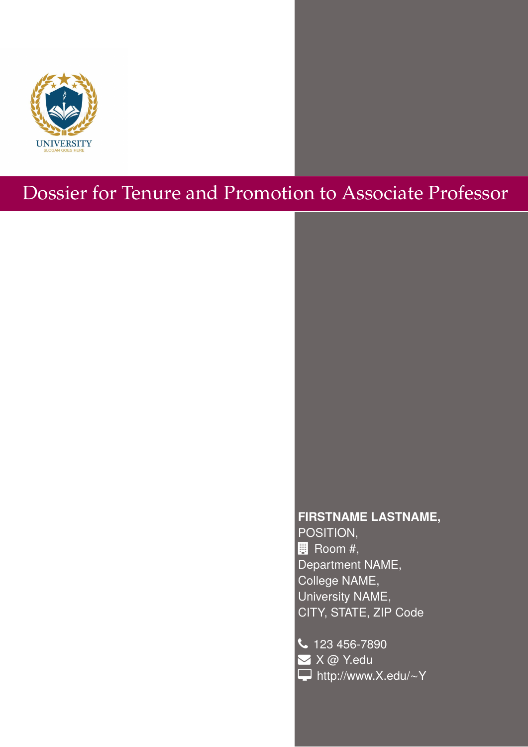UNIVERSITY
SLOGAN GOES HERE

# Dossier for Tenure and Promotion to Associate Professor

**FIRSTNAME LASTNAME,**
POSITION,
Room #,
Department NAME,
College NAME,
University NAME,
CITY, STATE, ZIP Code

123 456-7890
X @ Y.edu
http://www.X.edu/~Y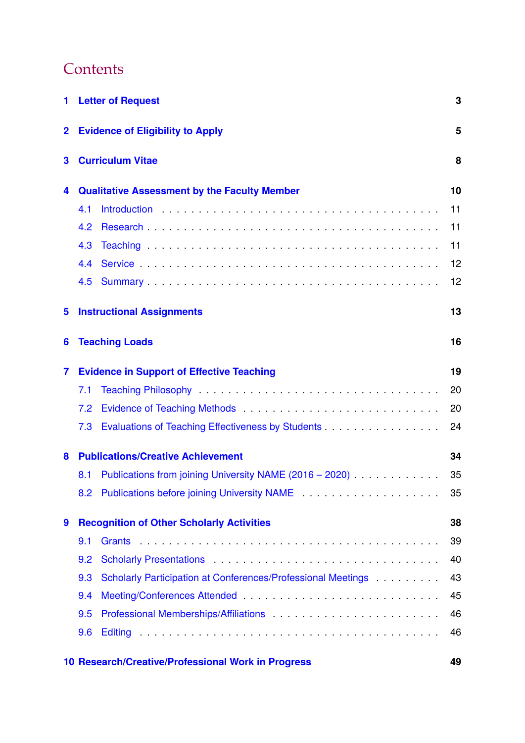# Contents

**1 Letter of Request** **3**

**2 Evidence of Eligibility to Apply** **5**

**3 Curriculum Vitae** **8**

**4 Qualitative Assessment by the Faculty Member** **10**

- 4.1 Introduction . . . . . . . . . . 11
- 4.2 Research . . . . . . . . . . 11
- 4.3 Teaching . . . . . . . . . . 11
- 4.4 Service . . . . . . . . . . 12
- 4.5 Summary . . . . . . . . . . 12

**5 Instructional Assignments** **13**

**6 Teaching Loads** **16**

**7 Evidence in Support of Effective Teaching** **19**

- 7.1 Teaching Philosophy . . . . . . . . . . 20
- 7.2 Evidence of Teaching Methods . . . . . . . . . . 20
- 7.3 Evaluations of Teaching Effectiveness by Students . . . . . . . . . . 24

**8 Publications/Creative Achievement** **34**

- 8.1 Publications from joining University NAME (2016 – 2020) . . . . . . . . . . 35
- 8.2 Publications before joining University NAME . . . . . . . . . . 35

**9 Recognition of Other Scholarly Activities** **38**

- 9.1 Grants . . . . . . . . . . 39
- 9.2 Scholarly Presentations . . . . . . . . . . 40
- 9.3 Scholarly Participation at Conferences/Professional Meetings . . . . . . . . . . 43
- 9.4 Meeting/Conferences Attended . . . . . . . . . . 45
- 9.5 Professional Memberships/Affiliations . . . . . . . . . . 46
- 9.6 Editing . . . . . . . . . . 46

**10 Research/Creative/Professional Work in Progress** **49**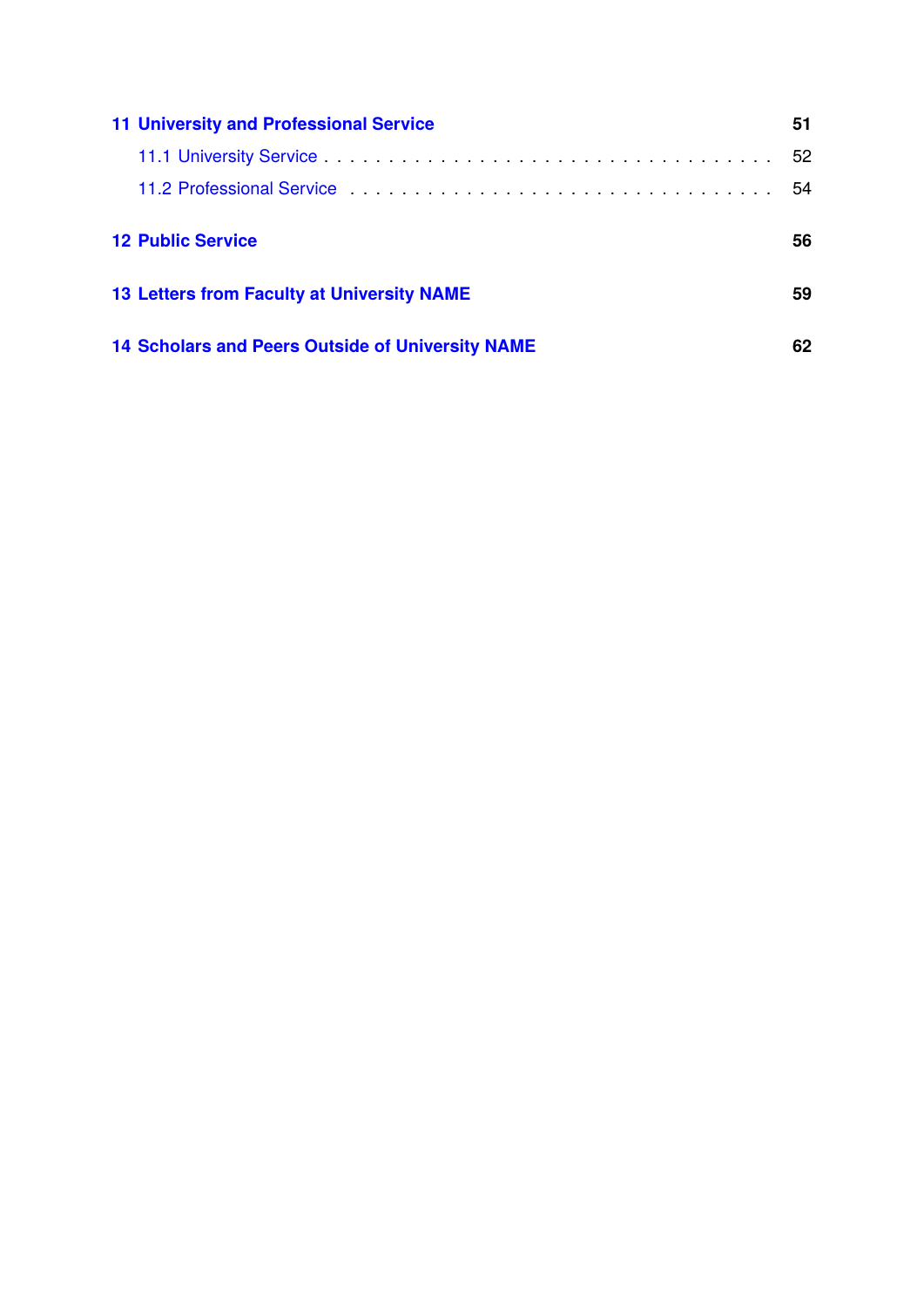**11 University and Professional Service** 51

- 11.1 University Service . . . . . . . . . . 52
- 11.2 Professional Service . . . . . . . . . . 54

**12 Public Service** 56

**13 Letters from Faculty at University NAME** 59

**14 Scholars and Peers Outside of University NAME** 62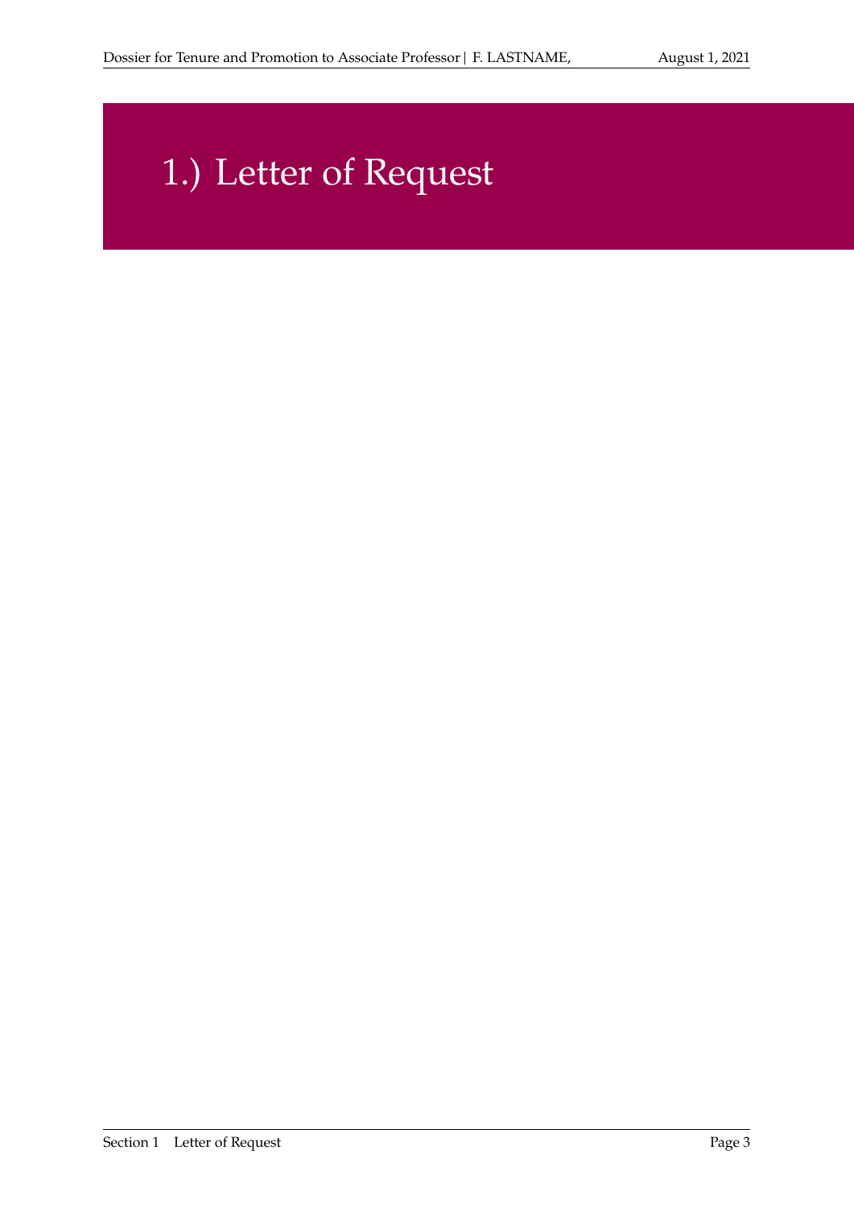# 1.) Letter of Request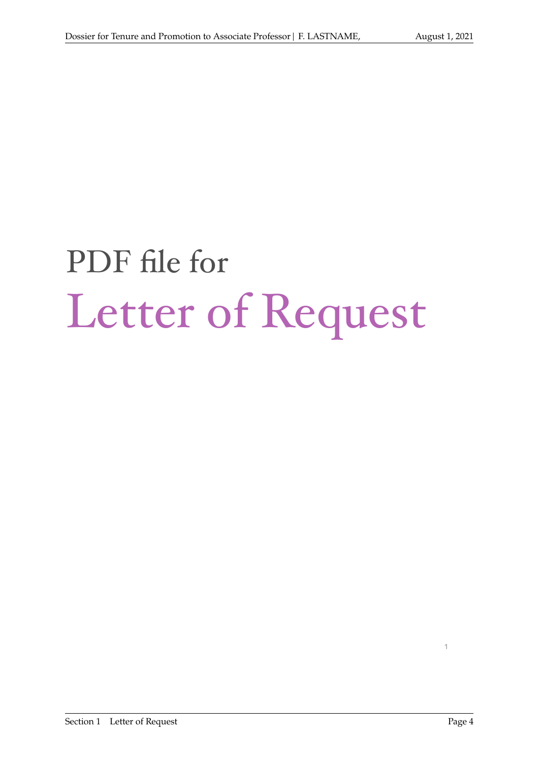# PDF file for

# Letter of Request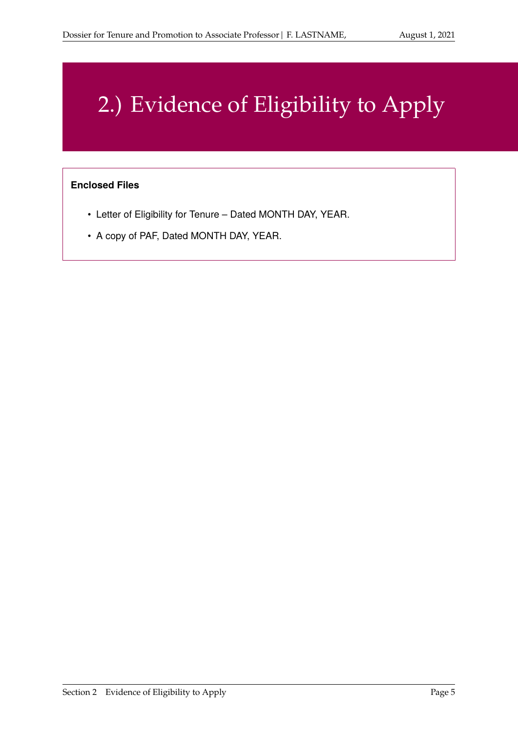# 2.) Evidence of Eligibility to Apply

**Enclosed Files**

- Letter of Eligibility for Tenure – Dated MONTH DAY, YEAR.
- A copy of PAF, Dated MONTH DAY, YEAR.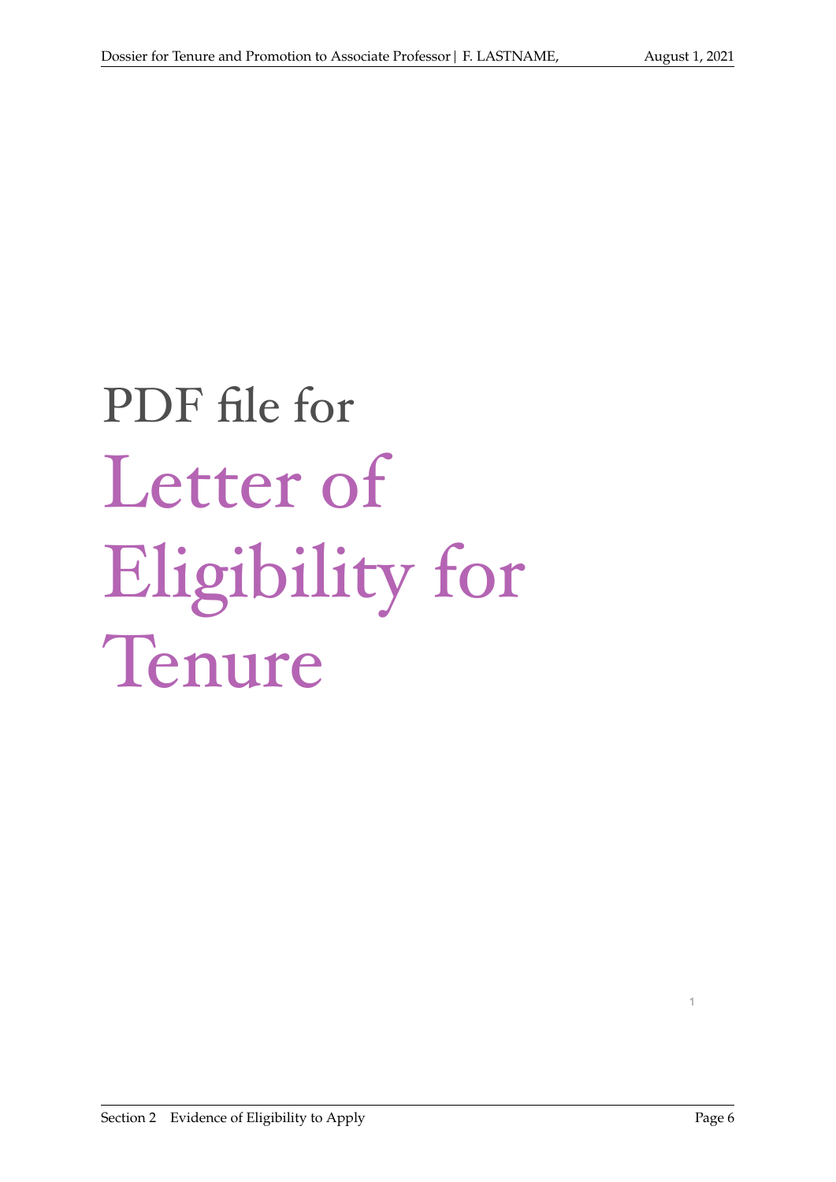PDF file for

# Letter of Eligibility for Tenure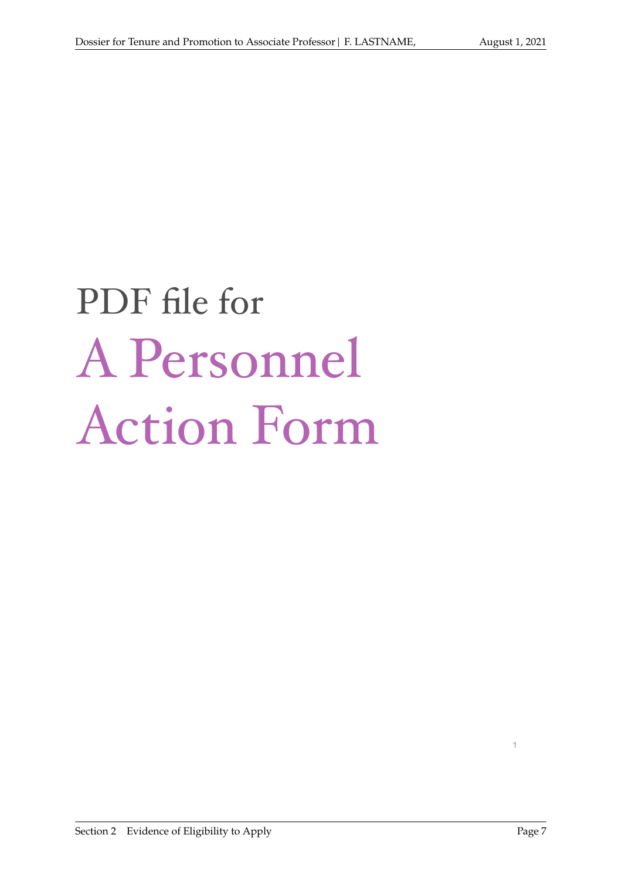PDF file for

# A Personnel Action Form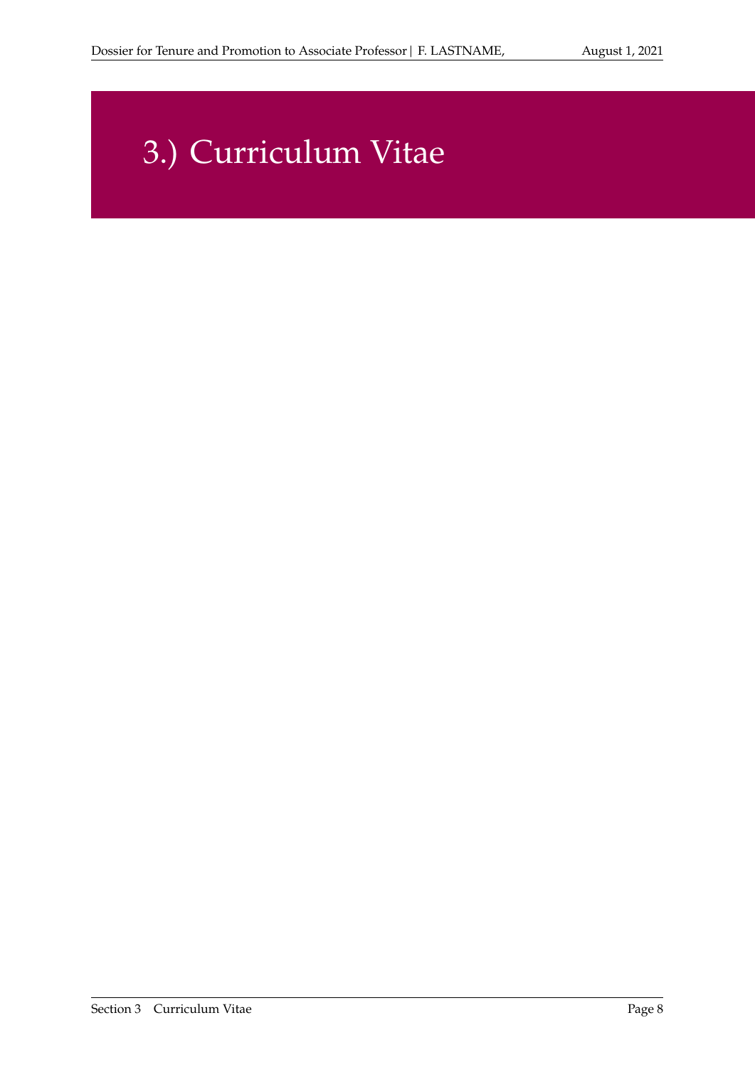# 3.) Curriculum Vitae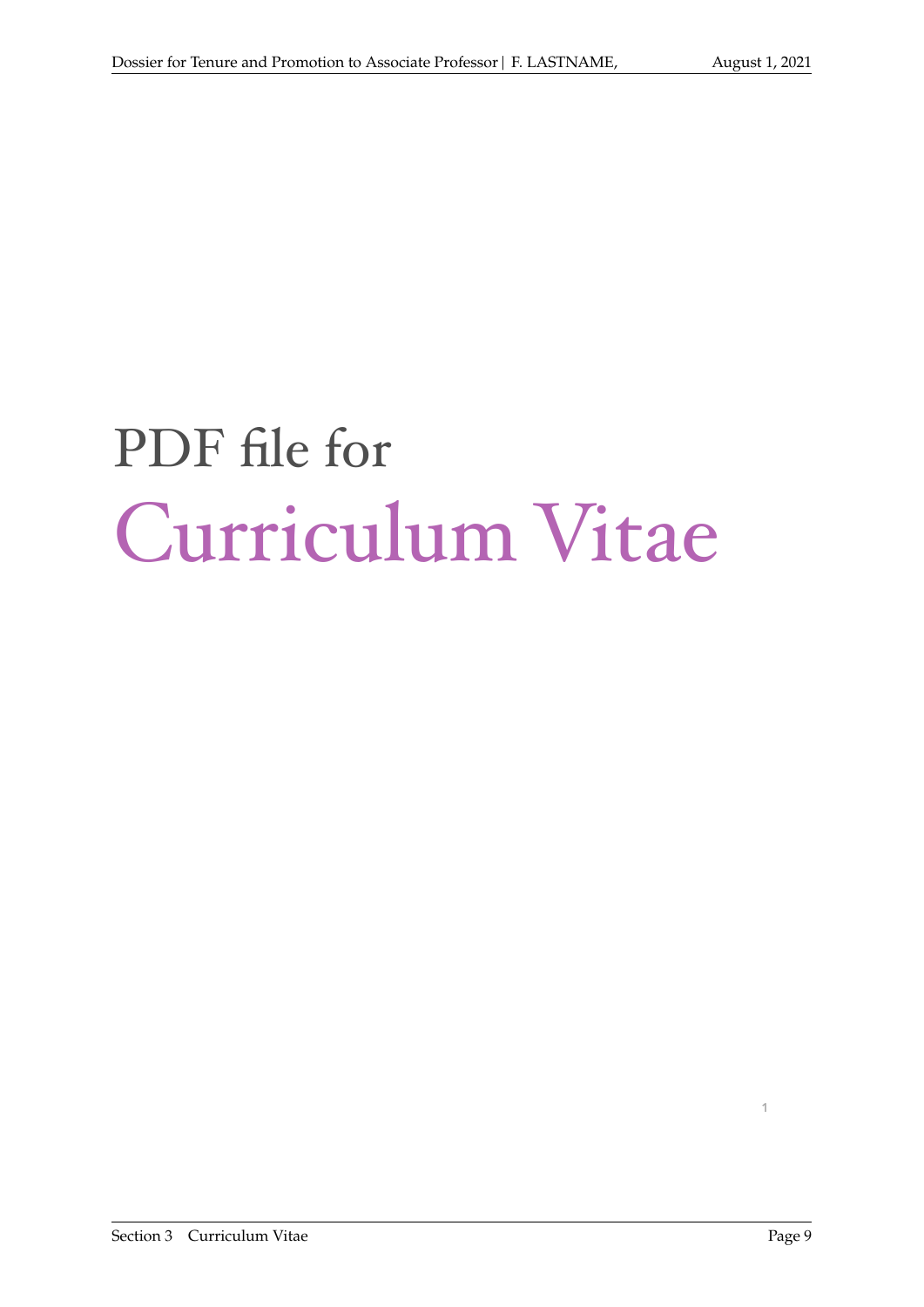PDF file for

# Curriculum Vitae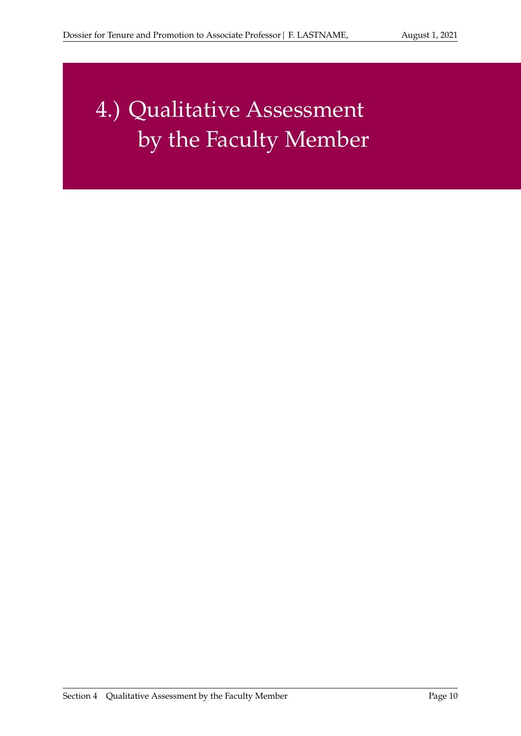# 4.) Qualitative Assessment by the Faculty Member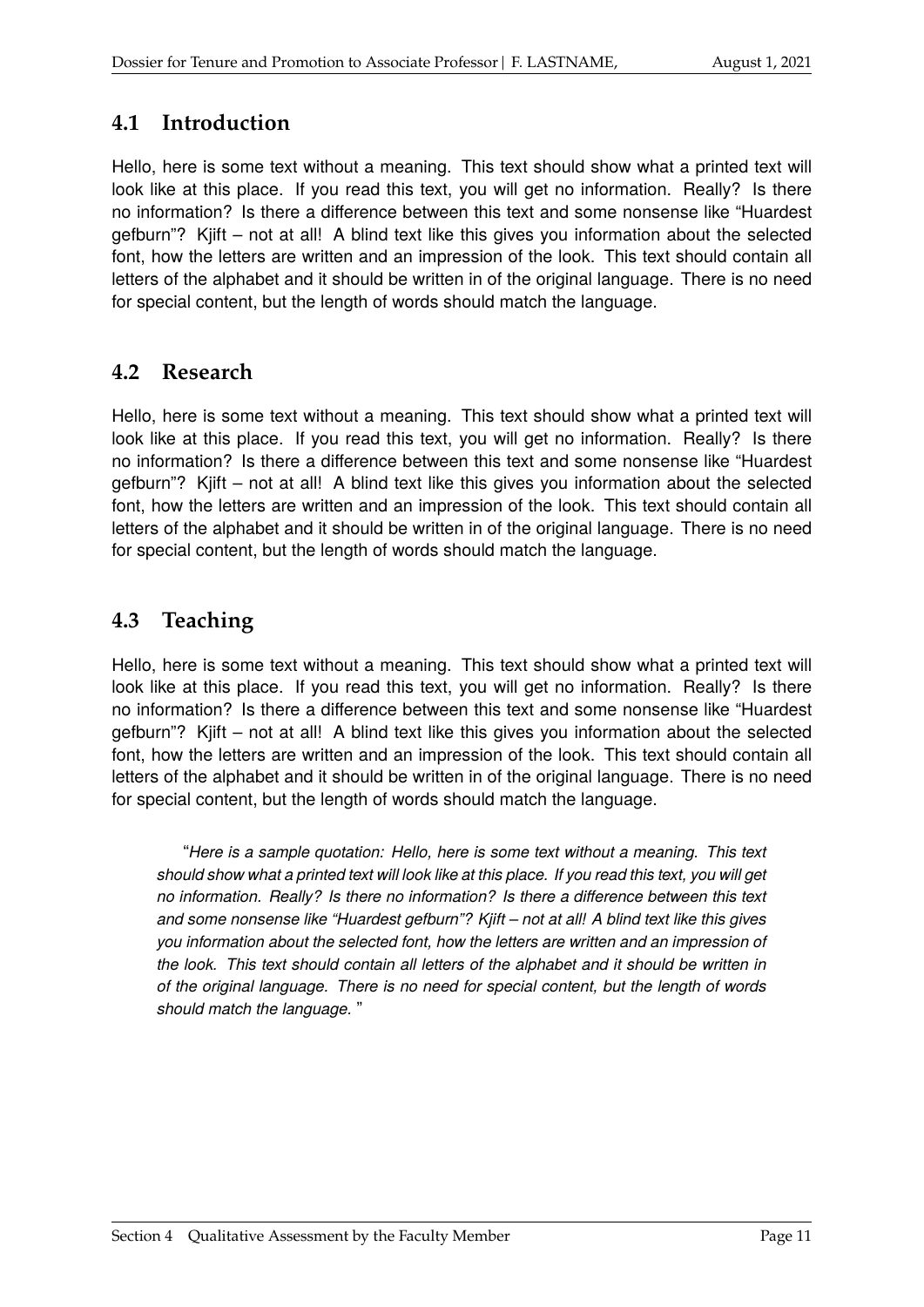## 4.1 Introduction

Hello, here is some text without a meaning. This text should show what a printed text will look like at this place. If you read this text, you will get no information. Really? Is there no information? Is there a difference between this text and some nonsense like "Huardest gefburn"? Kjift – not at all! A blind text like this gives you information about the selected font, how the letters are written and an impression of the look. This text should contain all letters of the alphabet and it should be written in of the original language. There is no need for special content, but the length of words should match the language.

## 4.2 Research

Hello, here is some text without a meaning. This text should show what a printed text will look like at this place. If you read this text, you will get no information. Really? Is there no information? Is there a difference between this text and some nonsense like "Huardest gefburn"? Kjift – not at all! A blind text like this gives you information about the selected font, how the letters are written and an impression of the look. This text should contain all letters of the alphabet and it should be written in of the original language. There is no need for special content, but the length of words should match the language.

## 4.3 Teaching

Hello, here is some text without a meaning. This text should show what a printed text will look like at this place. If you read this text, you will get no information. Really? Is there no information? Is there a difference between this text and some nonsense like "Huardest gefburn"? Kjift – not at all! A blind text like this gives you information about the selected font, how the letters are written and an impression of the look. This text should contain all letters of the alphabet and it should be written in of the original language. There is no need for special content, but the length of words should match the language.

> "*Here is a sample quotation: Hello, here is some text without a meaning. This text should show what a printed text will look like at this place. If you read this text, you will get no information. Really? Is there no information? Is there a difference between this text and some nonsense like "Huardest gefburn"? Kjift – not at all! A blind text like this gives you information about the selected font, how the letters are written and an impression of the look. This text should contain all letters of the alphabet and it should be written in of the original language. There is no need for special content, but the length of words should match the language.* "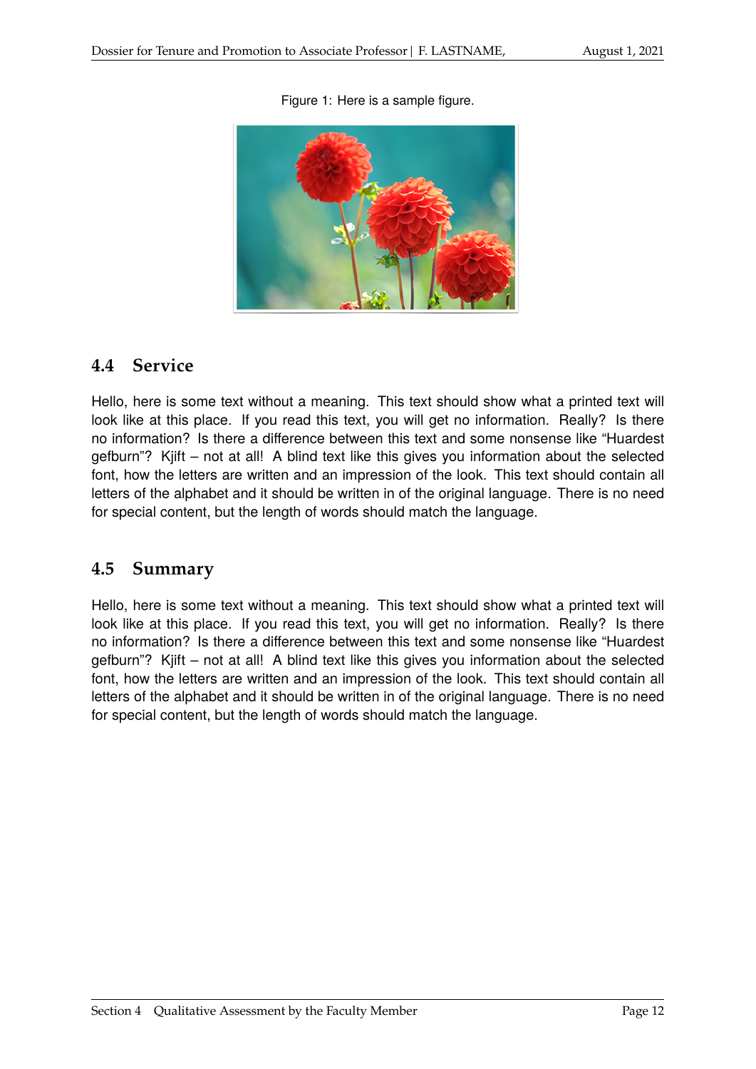Figure 1: Here is a sample figure.

## 4.4 Service

Hello, here is some text without a meaning. This text should show what a printed text will look like at this place. If you read this text, you will get no information. Really? Is there no information? Is there a difference between this text and some nonsense like "Huardest gefburn"? Kjift – not at all! A blind text like this gives you information about the selected font, how the letters are written and an impression of the look. This text should contain all letters of the alphabet and it should be written in of the original language. There is no need for special content, but the length of words should match the language.

## 4.5 Summary

Hello, here is some text without a meaning. This text should show what a printed text will look like at this place. If you read this text, you will get no information. Really? Is there no information? Is there a difference between this text and some nonsense like "Huardest gefburn"? Kjift – not at all! A blind text like this gives you information about the selected font, how the letters are written and an impression of the look. This text should contain all letters of the alphabet and it should be written in of the original language. There is no need for special content, but the length of words should match the language.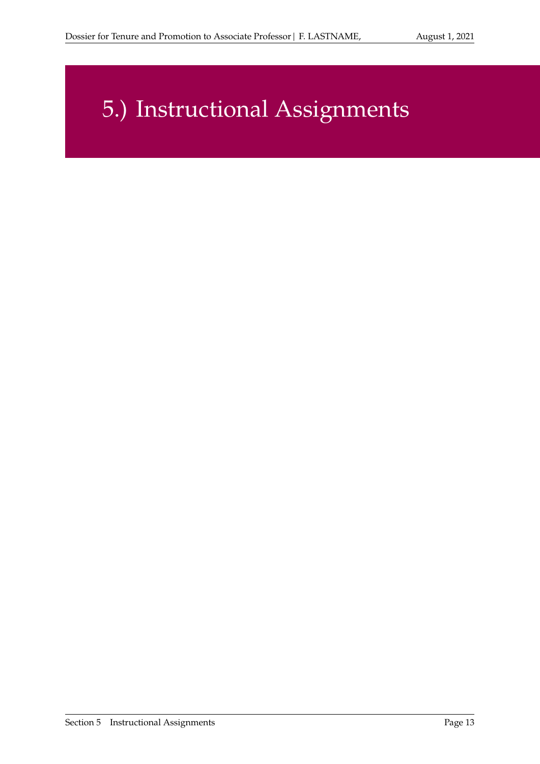# 5.) Instructional Assignments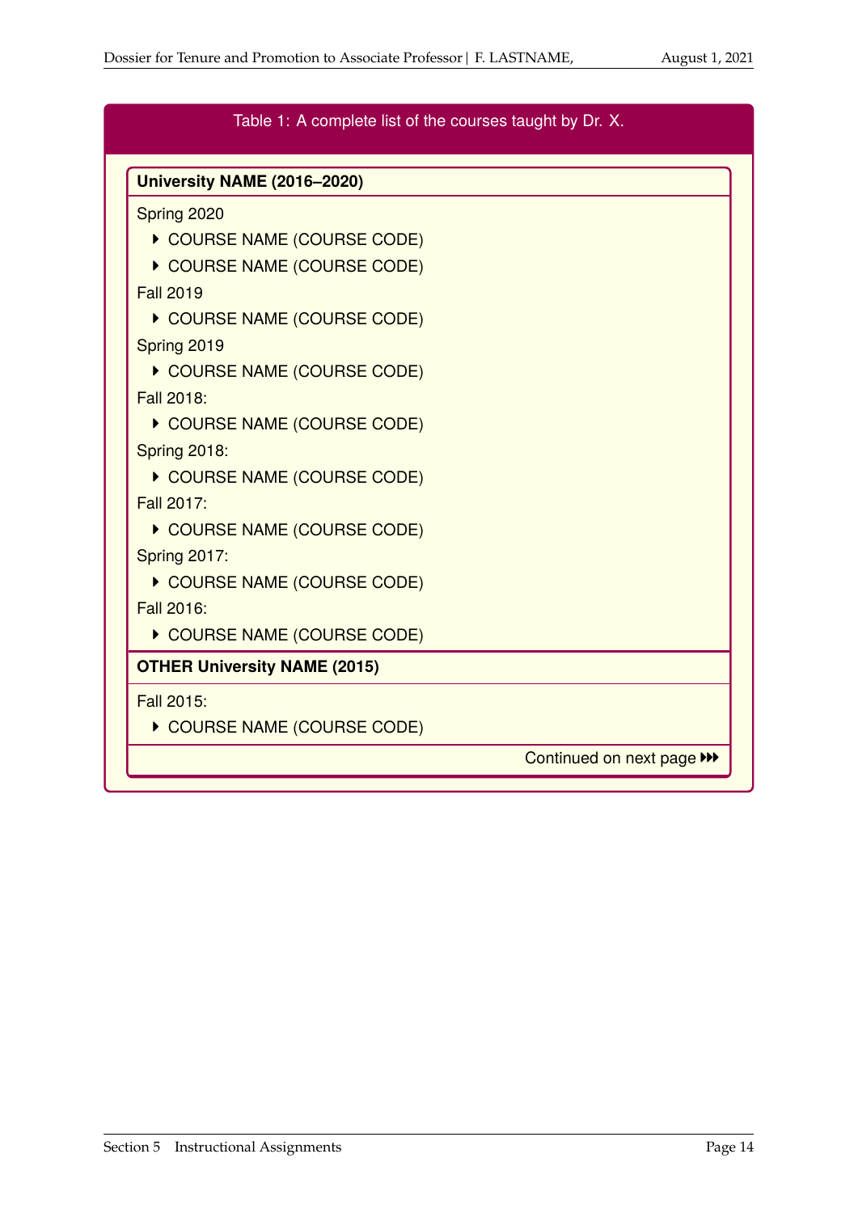Table 1: A complete list of the courses taught by Dr. X.

**University NAME (2016–2020)**

Spring 2020

- COURSE NAME (COURSE CODE)
- COURSE NAME (COURSE CODE)

Fall 2019

- COURSE NAME (COURSE CODE)

Spring 2019

- COURSE NAME (COURSE CODE)

Fall 2018:

- COURSE NAME (COURSE CODE)

Spring 2018:

- COURSE NAME (COURSE CODE)

Fall 2017:

- COURSE NAME (COURSE CODE)

Spring 2017:

- COURSE NAME (COURSE CODE)

Fall 2016:

- COURSE NAME (COURSE CODE)

**OTHER University NAME (2015)**

Fall 2015:

- COURSE NAME (COURSE CODE)

Continued on next page ⏵⏵⏵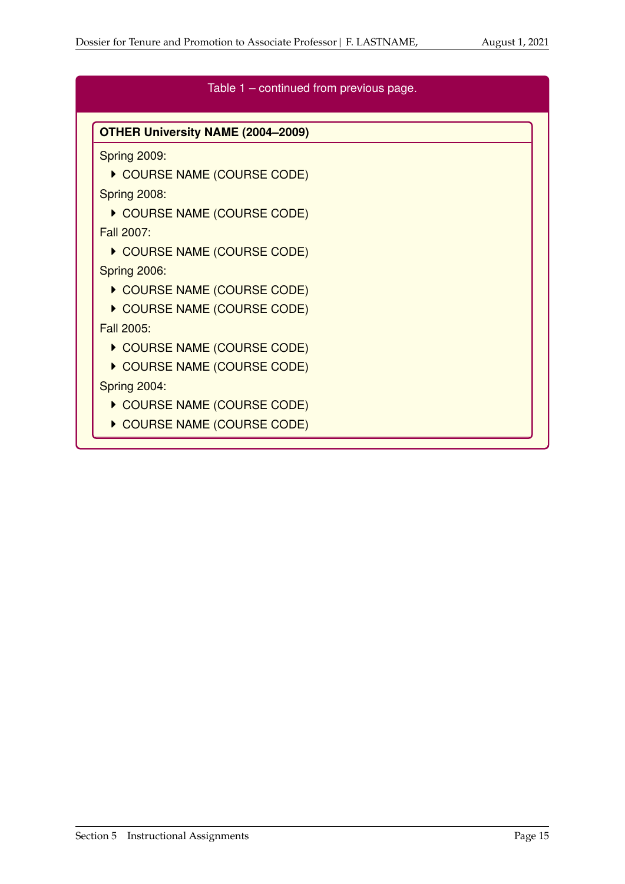Table 1 – continued from previous page.

**OTHER University NAME (2004–2009)**

Spring 2009:

- COURSE NAME (COURSE CODE)

Spring 2008:

- COURSE NAME (COURSE CODE)

Fall 2007:

- COURSE NAME (COURSE CODE)

Spring 2006:

- COURSE NAME (COURSE CODE)
- COURSE NAME (COURSE CODE)

Fall 2005:

- COURSE NAME (COURSE CODE)
- COURSE NAME (COURSE CODE)

Spring 2004:

- COURSE NAME (COURSE CODE)
- COURSE NAME (COURSE CODE)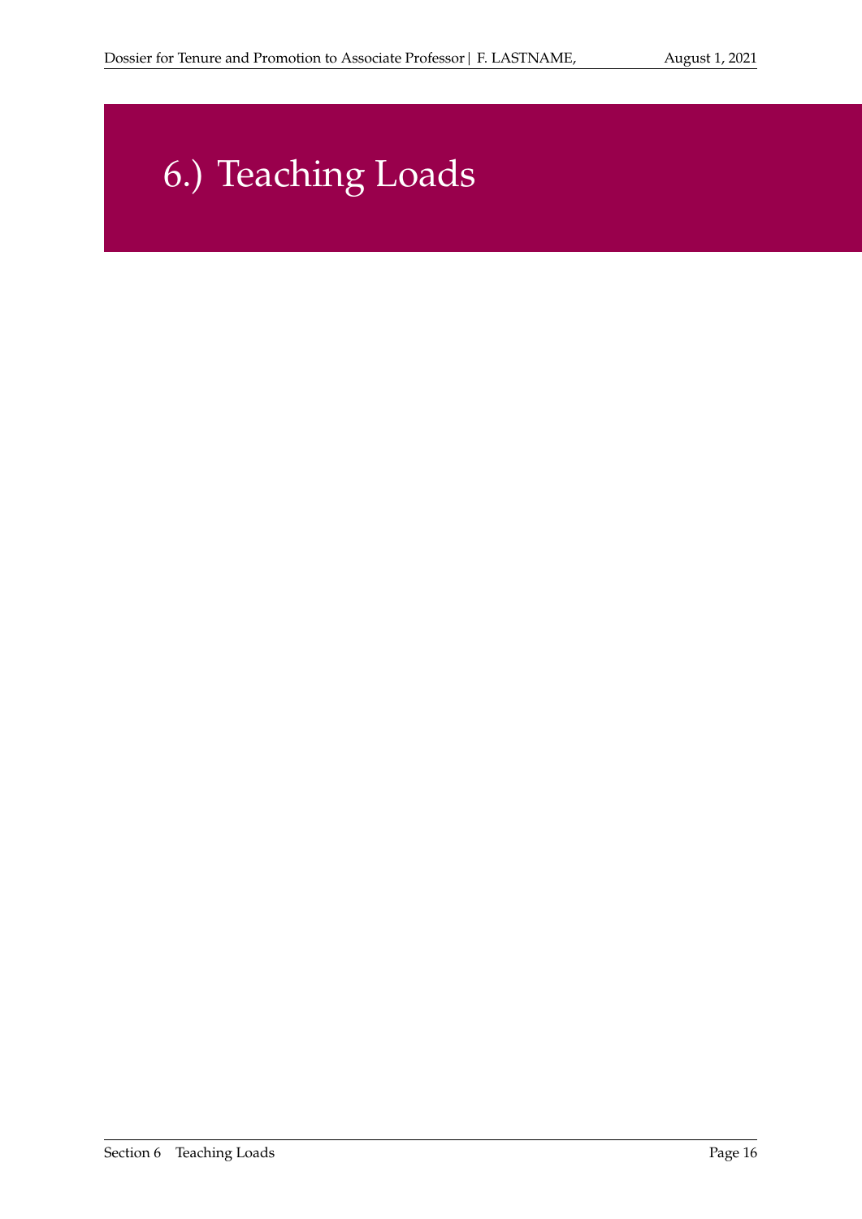# 6.) Teaching Loads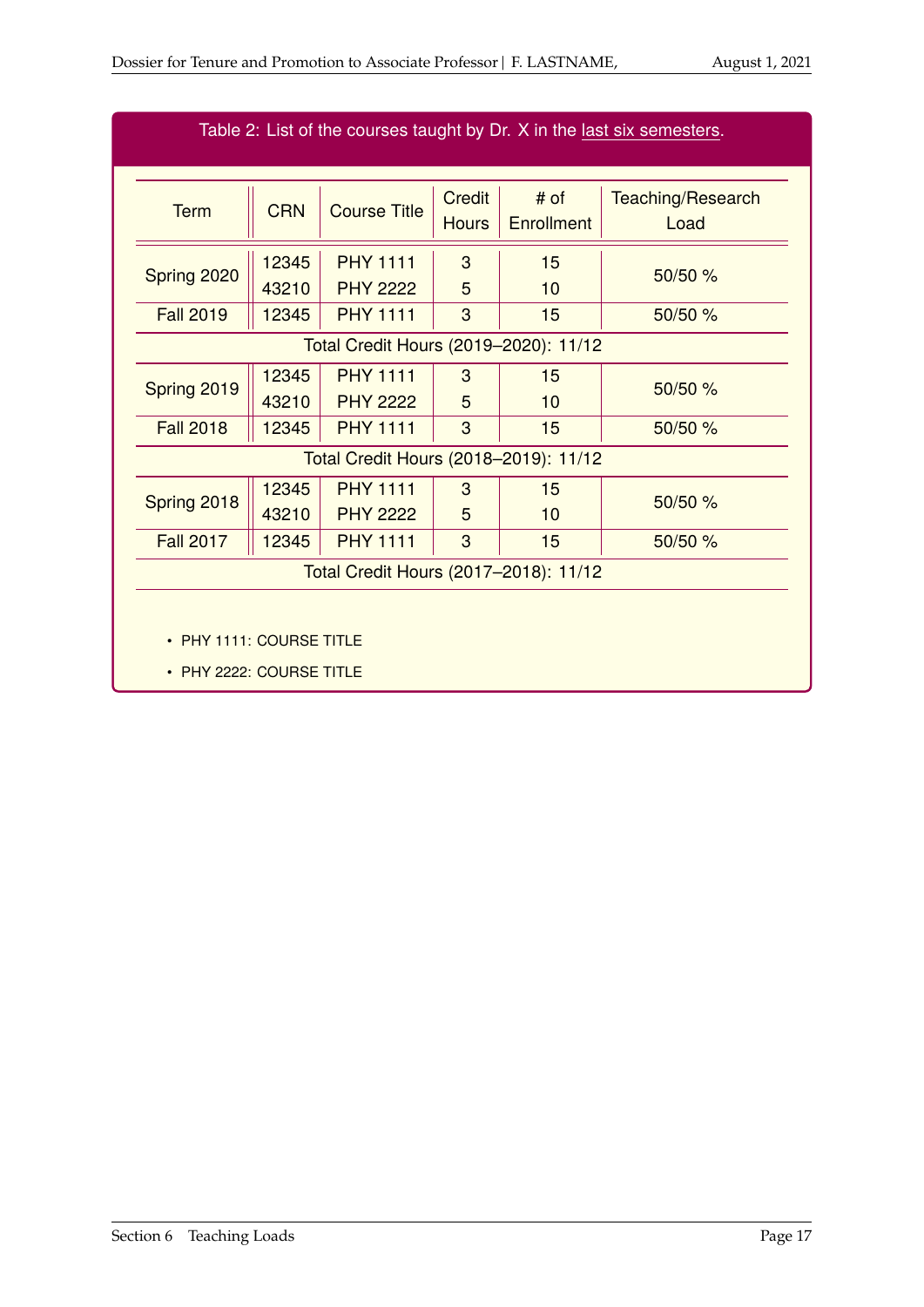Table 2: List of the courses taught by Dr. X in the last six semesters.

| Term | CRN | Course Title | Credit Hours | # of Enrollment | Teaching/Research Load |
|---|---|---|---|---|---|
| Spring 2020 | 12345 | PHY 1111 | 3 | 15 | 50/50 % |
| | 43210 | PHY 2222 | 5 | 10 | |
| Fall 2019 | 12345 | PHY 1111 | 3 | 15 | 50/50 % |
| Total Credit Hours (2019–2020): 11/12 | | | | | |
| Spring 2019 | 12345 | PHY 1111 | 3 | 15 | 50/50 % |
| | 43210 | PHY 2222 | 5 | 10 | |
| Fall 2018 | 12345 | PHY 1111 | 3 | 15 | 50/50 % |
| Total Credit Hours (2018–2019): 11/12 | | | | | |
| Spring 2018 | 12345 | PHY 1111 | 3 | 15 | 50/50 % |
| | 43210 | PHY 2222 | 5 | 10 | |
| Fall 2017 | 12345 | PHY 1111 | 3 | 15 | 50/50 % |
| Total Credit Hours (2017–2018): 11/12 | | | | | |

- PHY 1111: COURSE TITLE
- PHY 2222: COURSE TITLE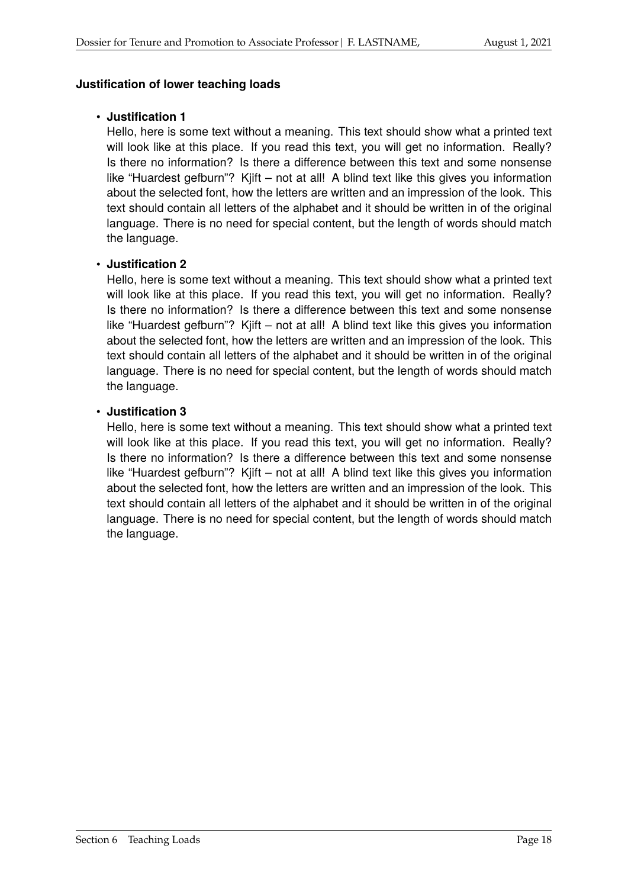**Justification of lower teaching loads**

- **Justification 1**
  Hello, here is some text without a meaning. This text should show what a printed text will look like at this place. If you read this text, you will get no information. Really? Is there no information? Is there a difference between this text and some nonsense like "Huardest gefburn"? Kjift – not at all! A blind text like this gives you information about the selected font, how the letters are written and an impression of the look. This text should contain all letters of the alphabet and it should be written in of the original language. There is no need for special content, but the length of words should match the language.

- **Justification 2**
  Hello, here is some text without a meaning. This text should show what a printed text will look like at this place. If you read this text, you will get no information. Really? Is there no information? Is there a difference between this text and some nonsense like "Huardest gefburn"? Kjift – not at all! A blind text like this gives you information about the selected font, how the letters are written and an impression of the look. This text should contain all letters of the alphabet and it should be written in of the original language. There is no need for special content, but the length of words should match the language.

- **Justification 3**
  Hello, here is some text without a meaning. This text should show what a printed text will look like at this place. If you read this text, you will get no information. Really? Is there no information? Is there a difference between this text and some nonsense like "Huardest gefburn"? Kjift – not at all! A blind text like this gives you information about the selected font, how the letters are written and an impression of the look. This text should contain all letters of the alphabet and it should be written in of the original language. There is no need for special content, but the length of words should match the language.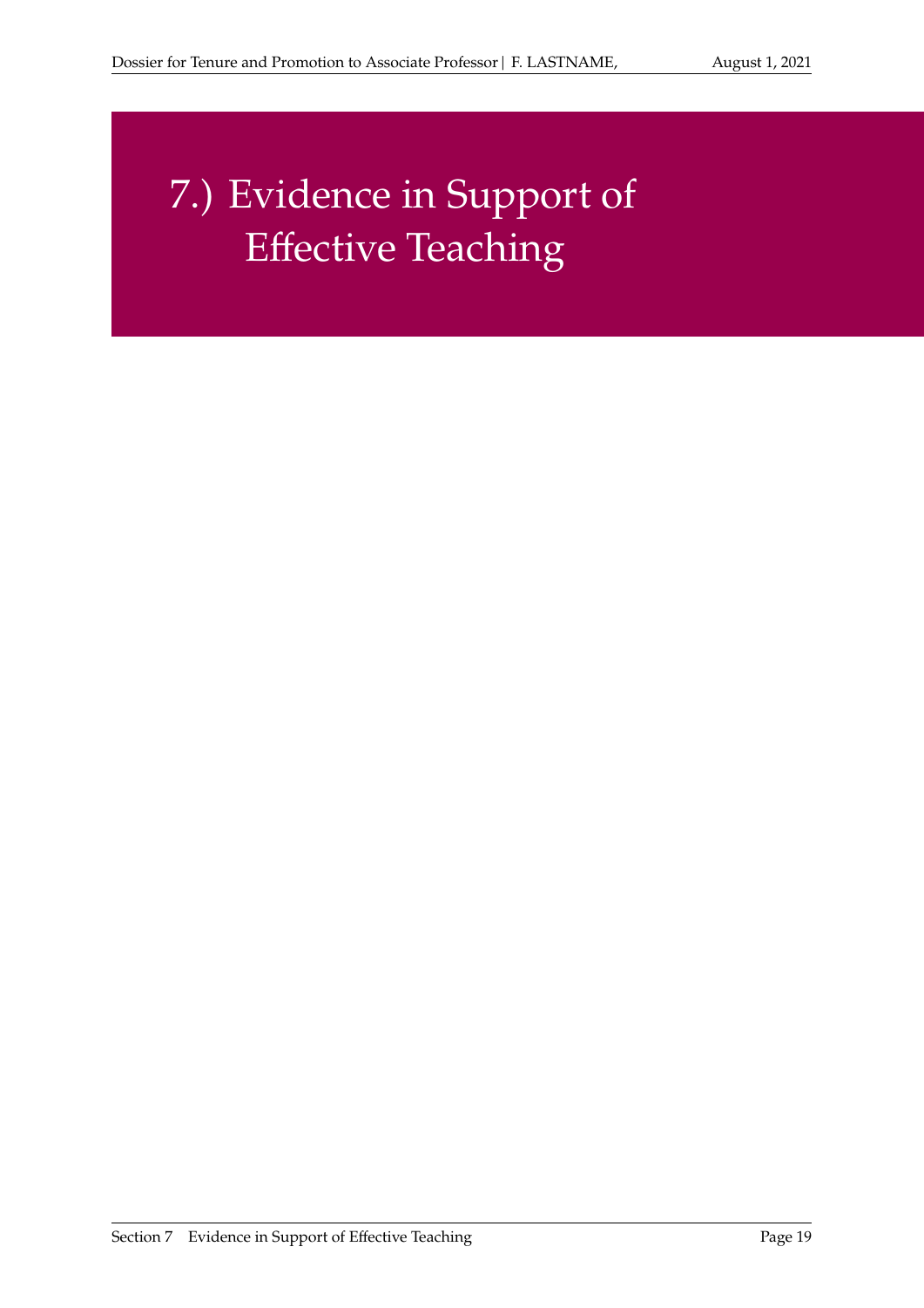# 7.) Evidence in Support of Effective Teaching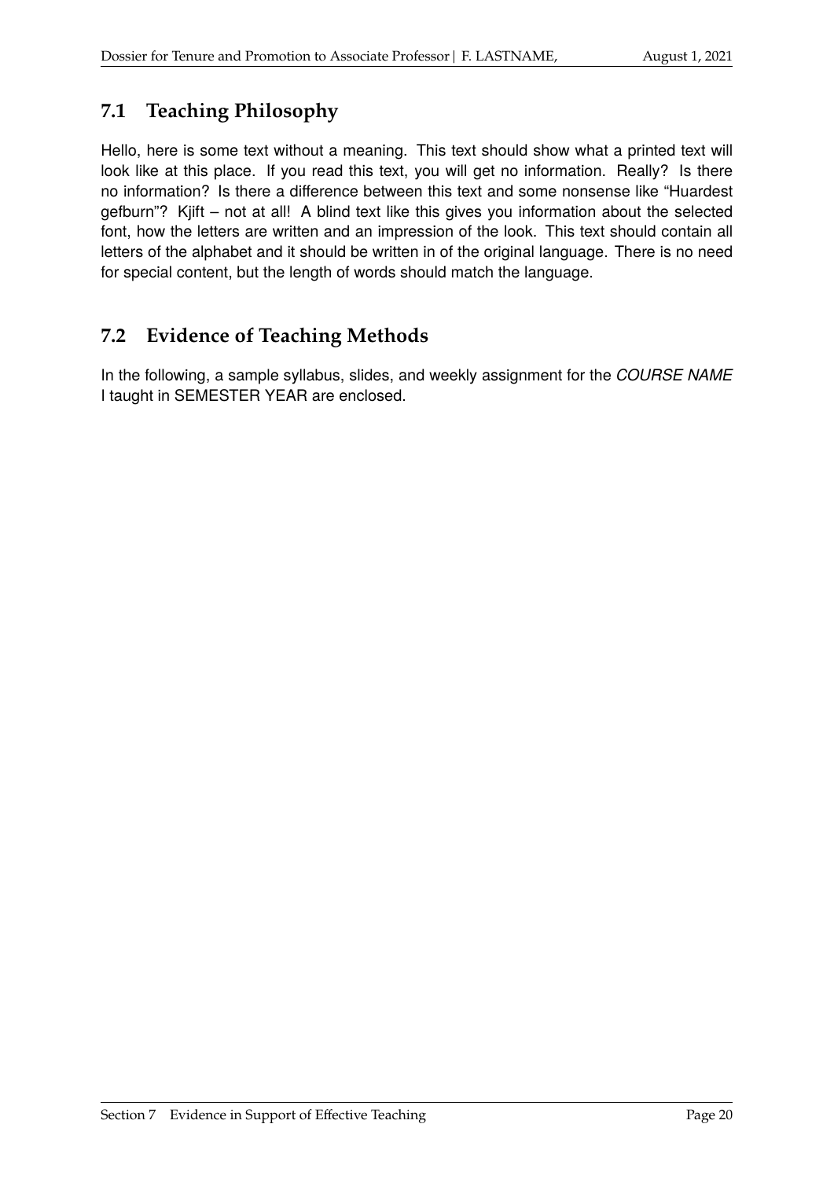## 7.1 Teaching Philosophy

Hello, here is some text without a meaning. This text should show what a printed text will look like at this place. If you read this text, you will get no information. Really? Is there no information? Is there a difference between this text and some nonsense like "Huardest gefburn"? Kjift – not at all! A blind text like this gives you information about the selected font, how the letters are written and an impression of the look. This text should contain all letters of the alphabet and it should be written in of the original language. There is no need for special content, but the length of words should match the language.

## 7.2 Evidence of Teaching Methods

In the following, a sample syllabus, slides, and weekly assignment for the *COURSE NAME* I taught in SEMESTER YEAR are enclosed.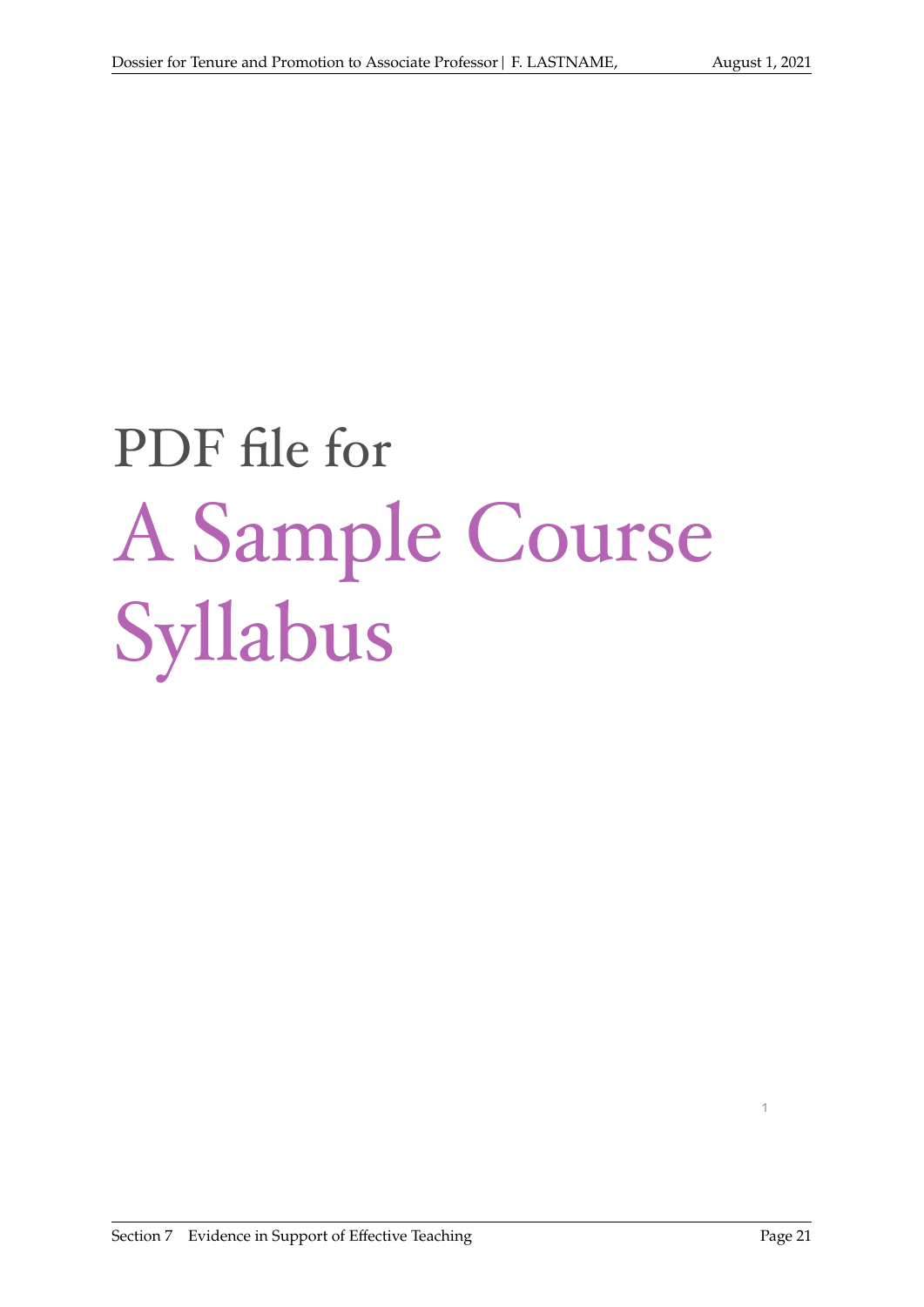# PDF file for

# A Sample Course Syllabus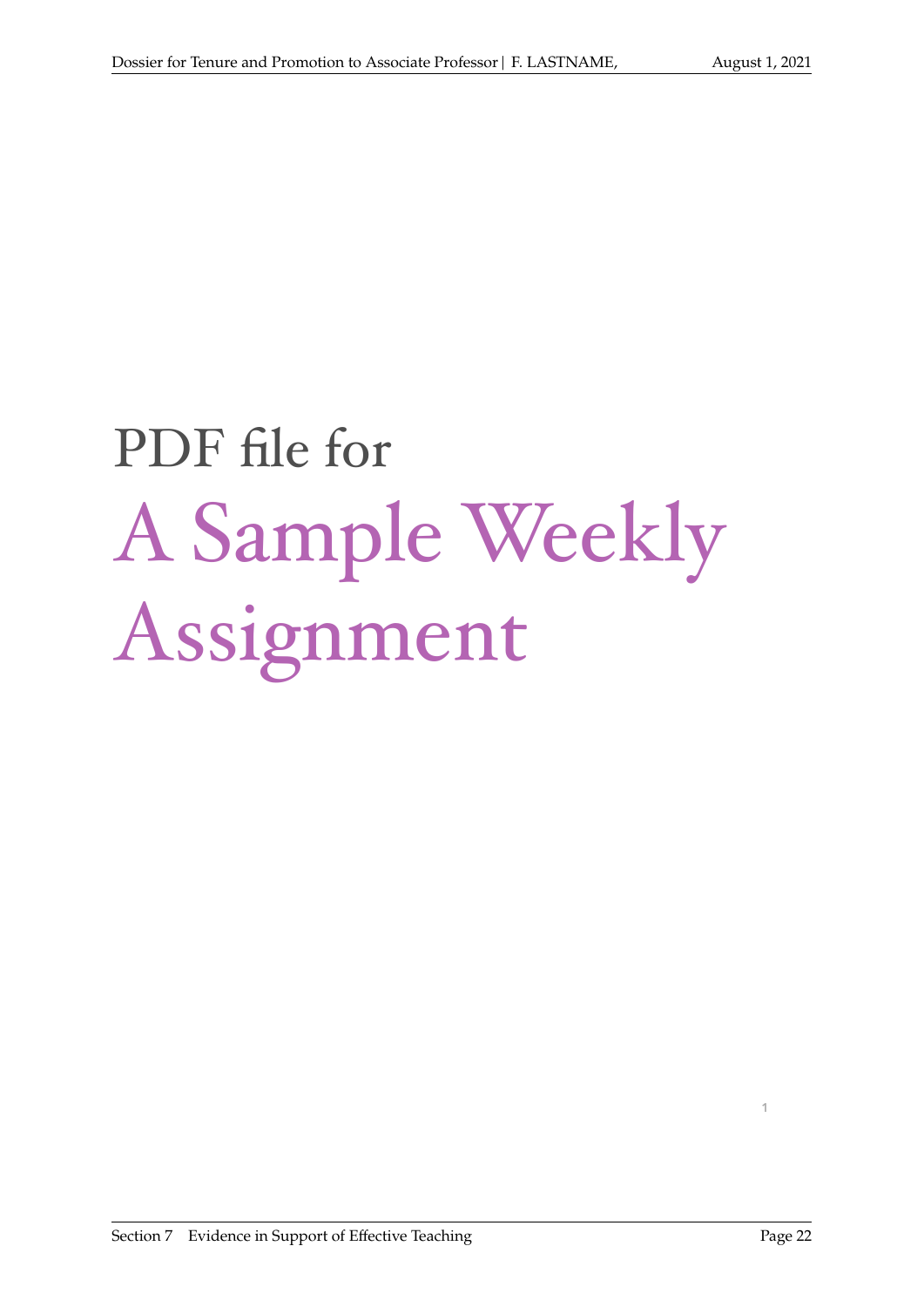PDF file for

# A Sample Weekly Assignment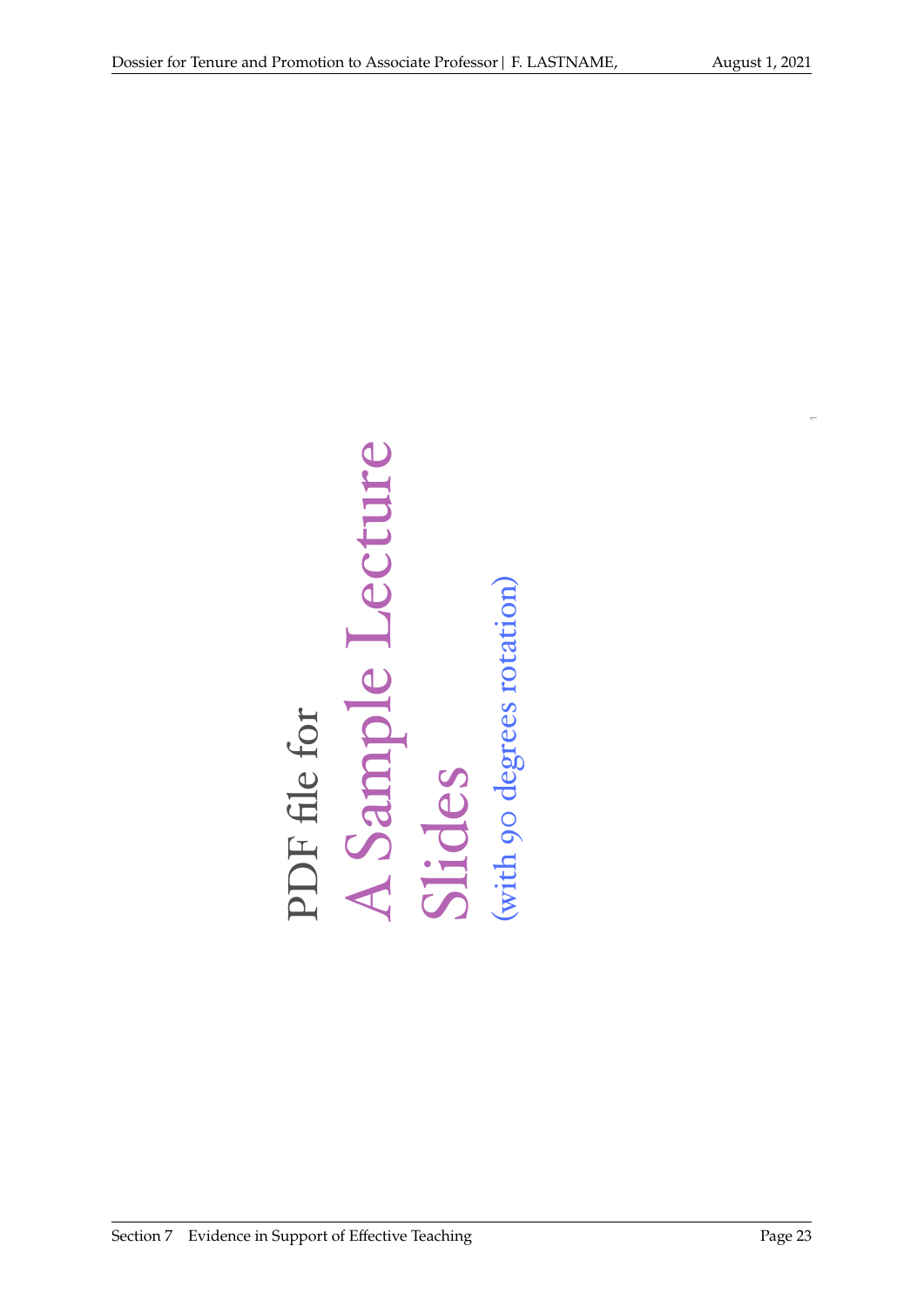PDF file for

# A Sample Lecture Slides

(with 90 degrees rotation)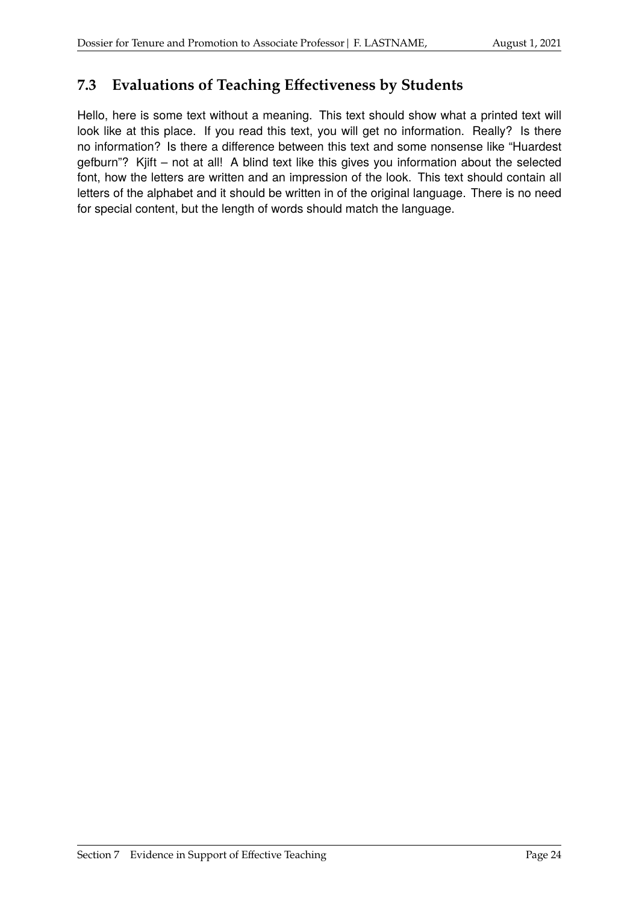## 7.3 Evaluations of Teaching Effectiveness by Students

Hello, here is some text without a meaning. This text should show what a printed text will look like at this place. If you read this text, you will get no information. Really? Is there no information? Is there a difference between this text and some nonsense like "Huardest gefburn"? Kjift – not at all! A blind text like this gives you information about the selected font, how the letters are written and an impression of the look. This text should contain all letters of the alphabet and it should be written in of the original language. There is no need for special content, but the length of words should match the language.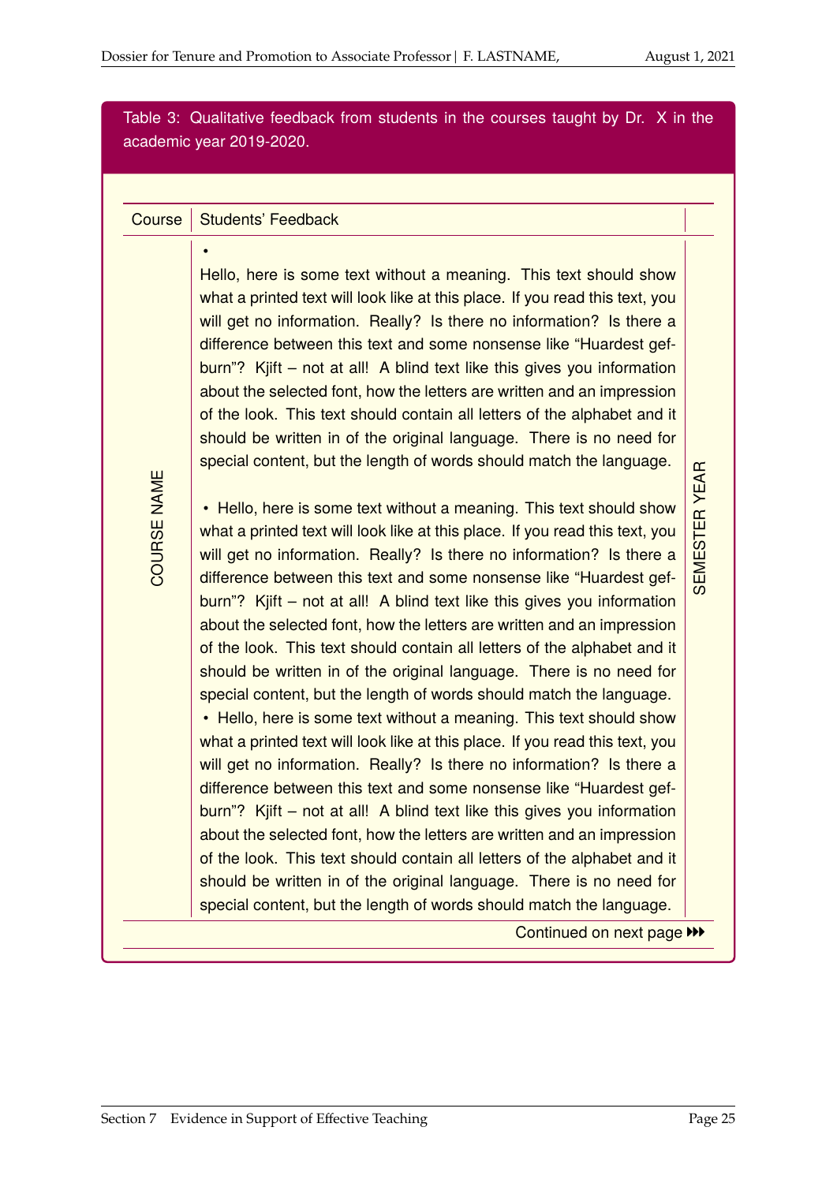Table 3: Qualitative feedback from students in the courses taught by Dr. X in the academic year 2019-2020.

| Course | Students' Feedback | |
|---|---|---|
| COURSE NAME | • <br><br>Hello, here is some text without a meaning. This text should show what a printed text will look like at this place. If you read this text, you will get no information. Really? Is there no information? Is there a difference between this text and some nonsense like "Huardest gefburn"? Kjift – not at all! A blind text like this gives you information about the selected font, how the letters are written and an impression of the look. This text should contain all letters of the alphabet and it should be written in of the original language. There is no need for special content, but the length of words should match the language.<br><br>• Hello, here is some text without a meaning. This text should show what a printed text will look like at this place. If you read this text, you will get no information. Really? Is there no information? Is there a difference between this text and some nonsense like "Huardest gefburn"? Kjift – not at all! A blind text like this gives you information about the selected font, how the letters are written and an impression of the look. This text should contain all letters of the alphabet and it should be written in of the original language. There is no need for special content, but the length of words should match the language.<br>• Hello, here is some text without a meaning. This text should show what a printed text will look like at this place. If you read this text, you will get no information. Really? Is there no information? Is there a difference between this text and some nonsense like "Huardest gefburn"? Kjift – not at all! A blind text like this gives you information about the selected font, how the letters are written and an impression of the look. This text should contain all letters of the alphabet and it should be written in of the original language. There is no need for special content, but the length of words should match the language. | SEMESTER YEAR |

Continued on next page ▸▸▸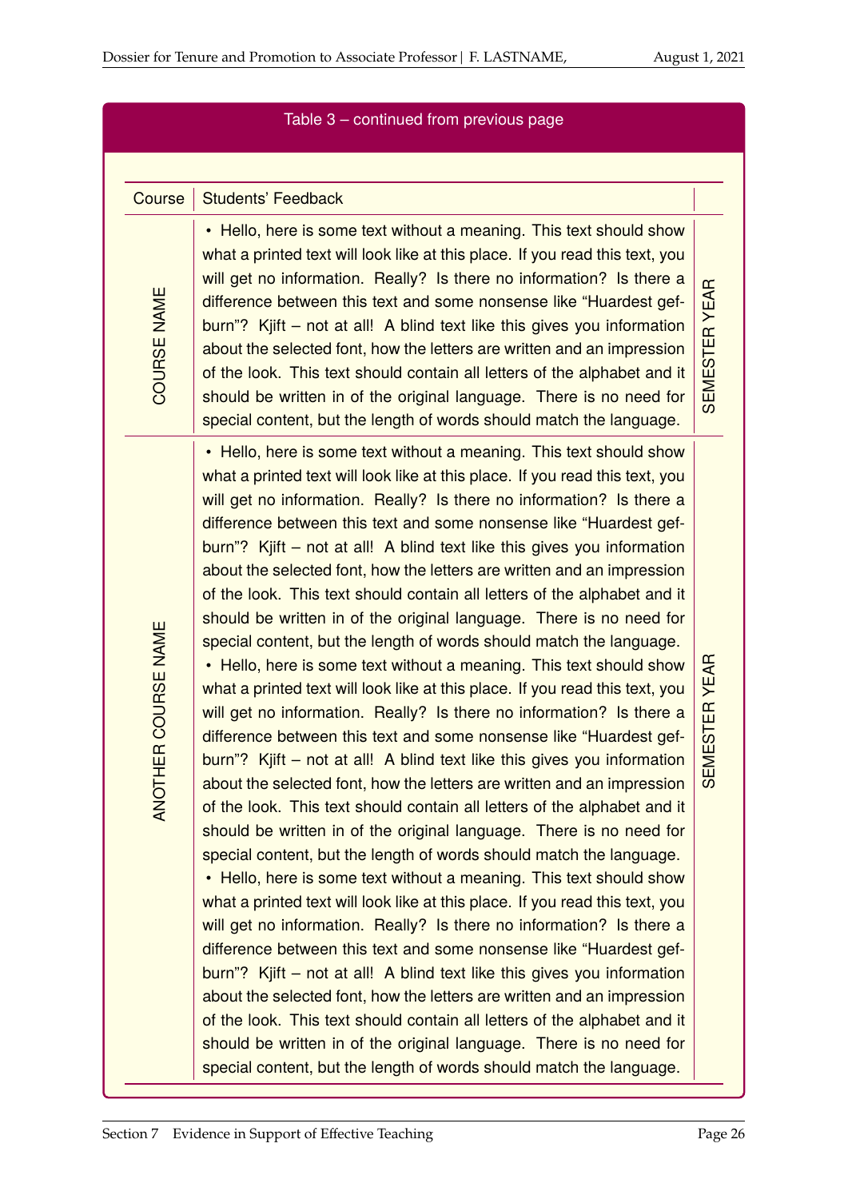Table 3 – continued from previous page

| Course | Students' Feedback | |
|---|---|---|
| COURSE NAME | • Hello, here is some text without a meaning. This text should show what a printed text will look like at this place. If you read this text, you will get no information. Really? Is there no information? Is there a difference between this text and some nonsense like "Huardest gefburn"? Kjift – not at all! A blind text like this gives you information about the selected font, how the letters are written and an impression of the look. This text should contain all letters of the alphabet and it should be written in of the original language. There is no need for special content, but the length of words should match the language. | SEMESTER YEAR |
| ANOTHER COURSE NAME | • Hello, here is some text without a meaning. This text should show what a printed text will look like at this place. If you read this text, you will get no information. Really? Is there no information? Is there a difference between this text and some nonsense like "Huardest gefburn"? Kjift – not at all! A blind text like this gives you information about the selected font, how the letters are written and an impression of the look. This text should contain all letters of the alphabet and it should be written in of the original language. There is no need for special content, but the length of words should match the language.<br>• Hello, here is some text without a meaning. This text should show what a printed text will look like at this place. If you read this text, you will get no information. Really? Is there no information? Is there a difference between this text and some nonsense like "Huardest gefburn"? Kjift – not at all! A blind text like this gives you information about the selected font, how the letters are written and an impression of the look. This text should contain all letters of the alphabet and it should be written in of the original language. There is no need for special content, but the length of words should match the language.<br>• Hello, here is some text without a meaning. This text should show what a printed text will look like at this place. If you read this text, you will get no information. Really? Is there no information? Is there a difference between this text and some nonsense like "Huardest gefburn"? Kjift – not at all! A blind text like this gives you information about the selected font, how the letters are written and an impression of the look. This text should contain all letters of the alphabet and it should be written in of the original language. There is no need for special content, but the length of words should match the language. | SEMESTER YEAR |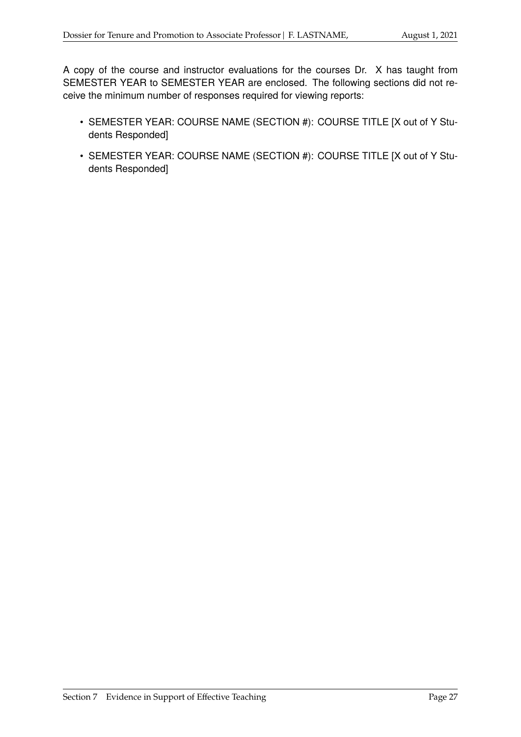A copy of the course and instructor evaluations for the courses Dr. X has taught from SEMESTER YEAR to SEMESTER YEAR are enclosed. The following sections did not receive the minimum number of responses required for viewing reports:

- SEMESTER YEAR: COURSE NAME (SECTION #): COURSE TITLE [X out of Y Students Responded]
- SEMESTER YEAR: COURSE NAME (SECTION #): COURSE TITLE [X out of Y Students Responded]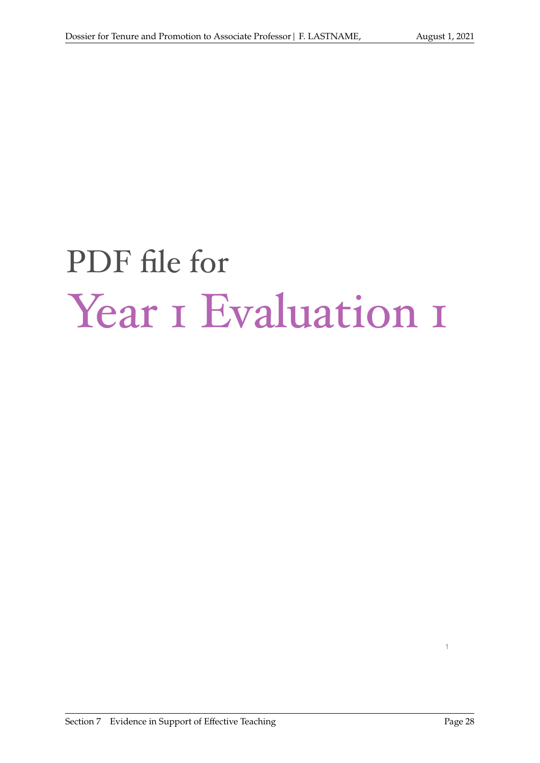# PDF file for

# Year 1 Evaluation 1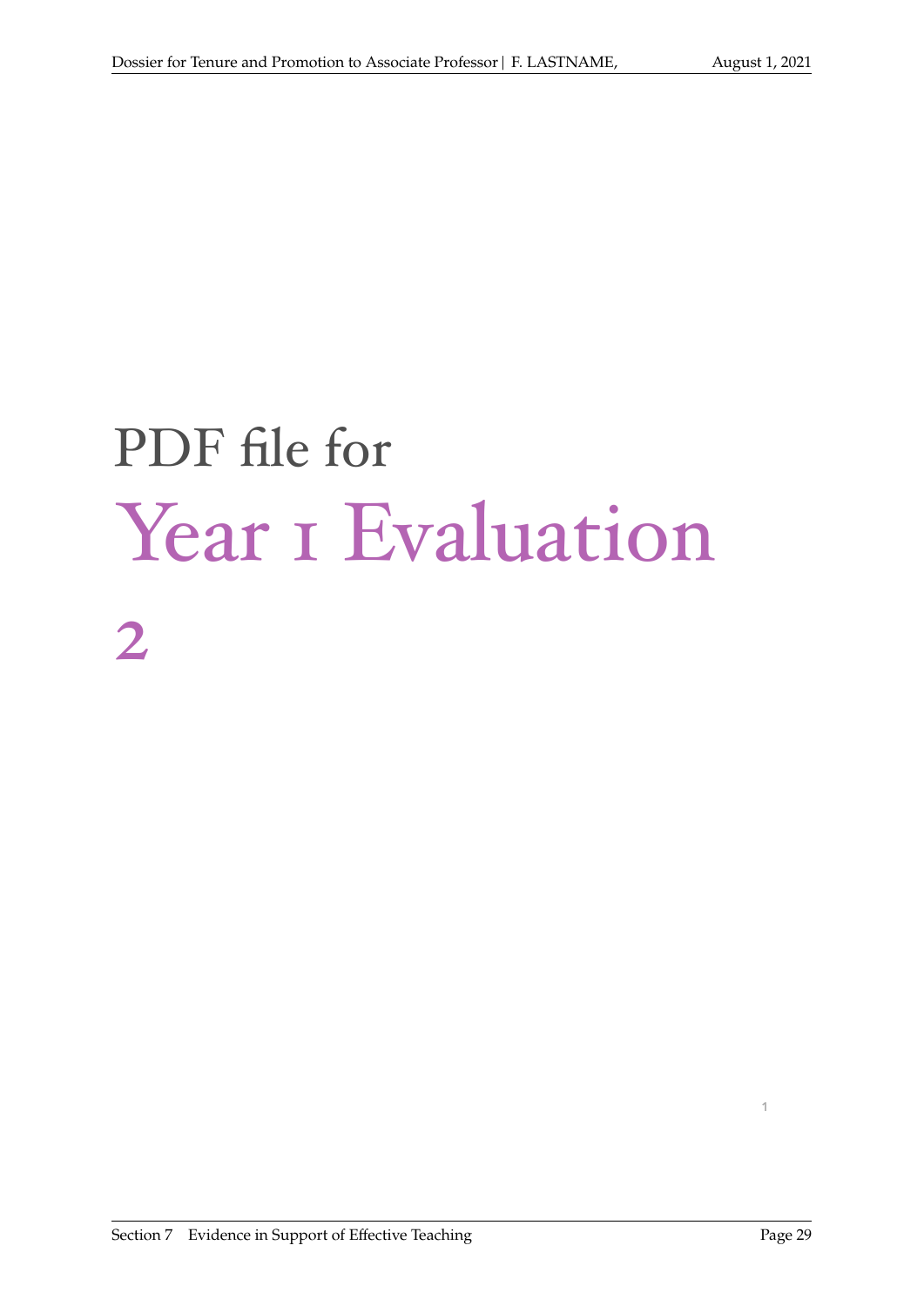PDF file for

# Year 1 Evaluation

**2**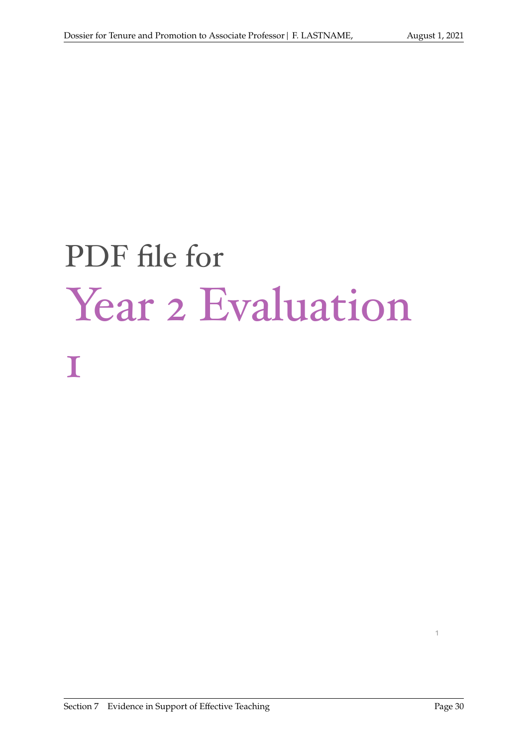# PDF file for

# Year 2 Evaluation

# 1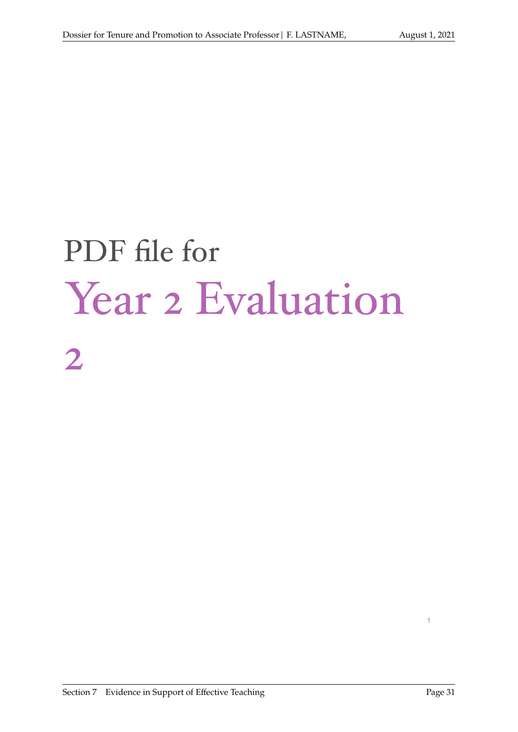PDF file for

# Year 2 Evaluation

# 2

1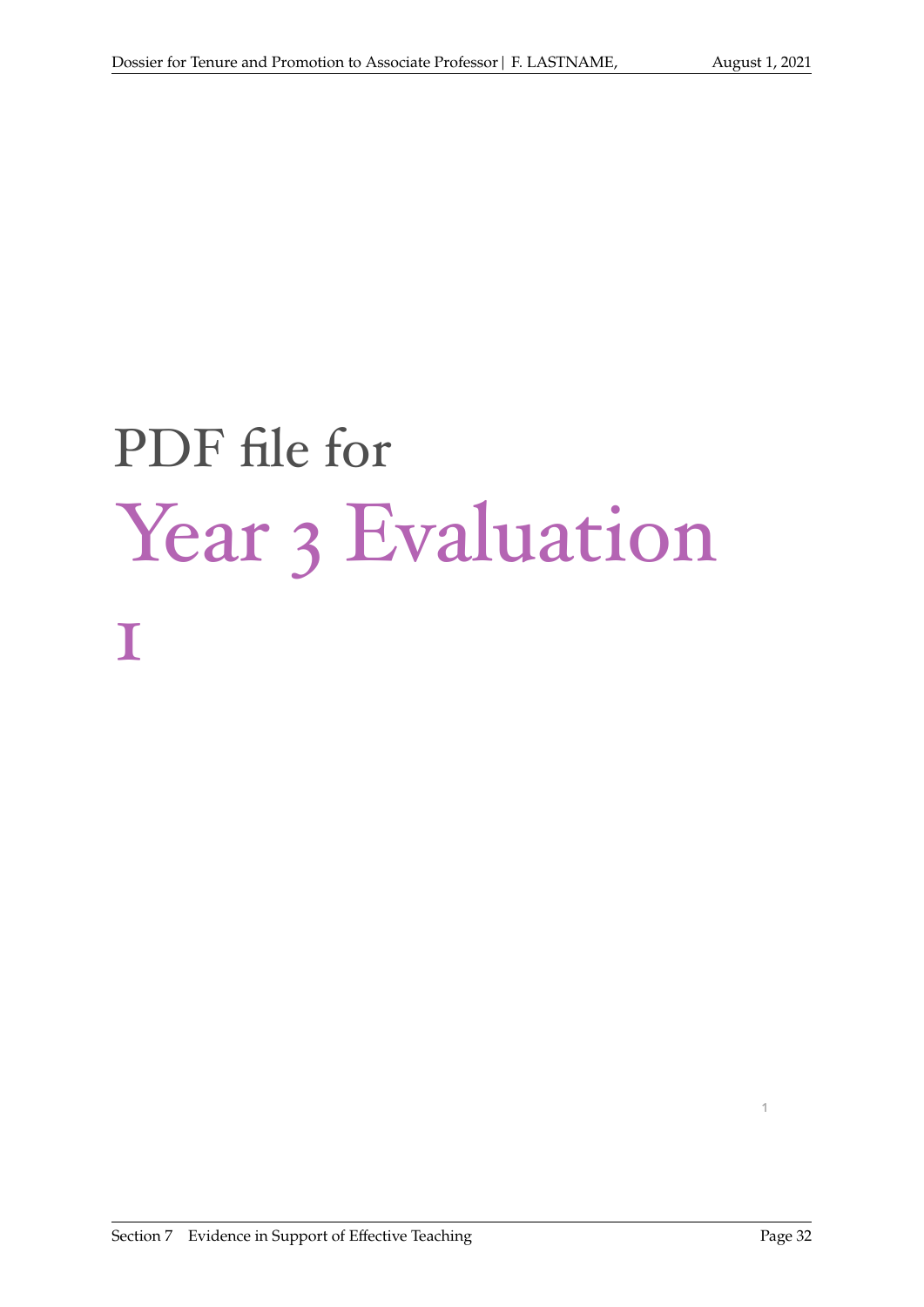# PDF file for Year 3 Evaluation 1

1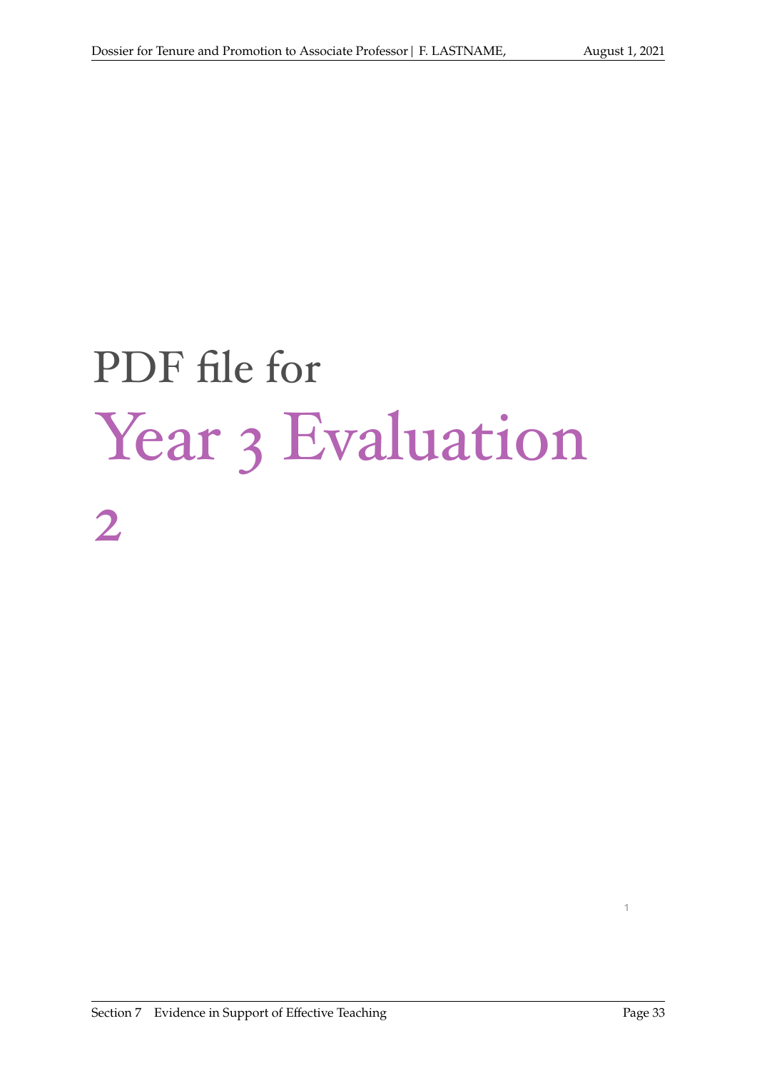# PDF file for Year 3 Evaluation 2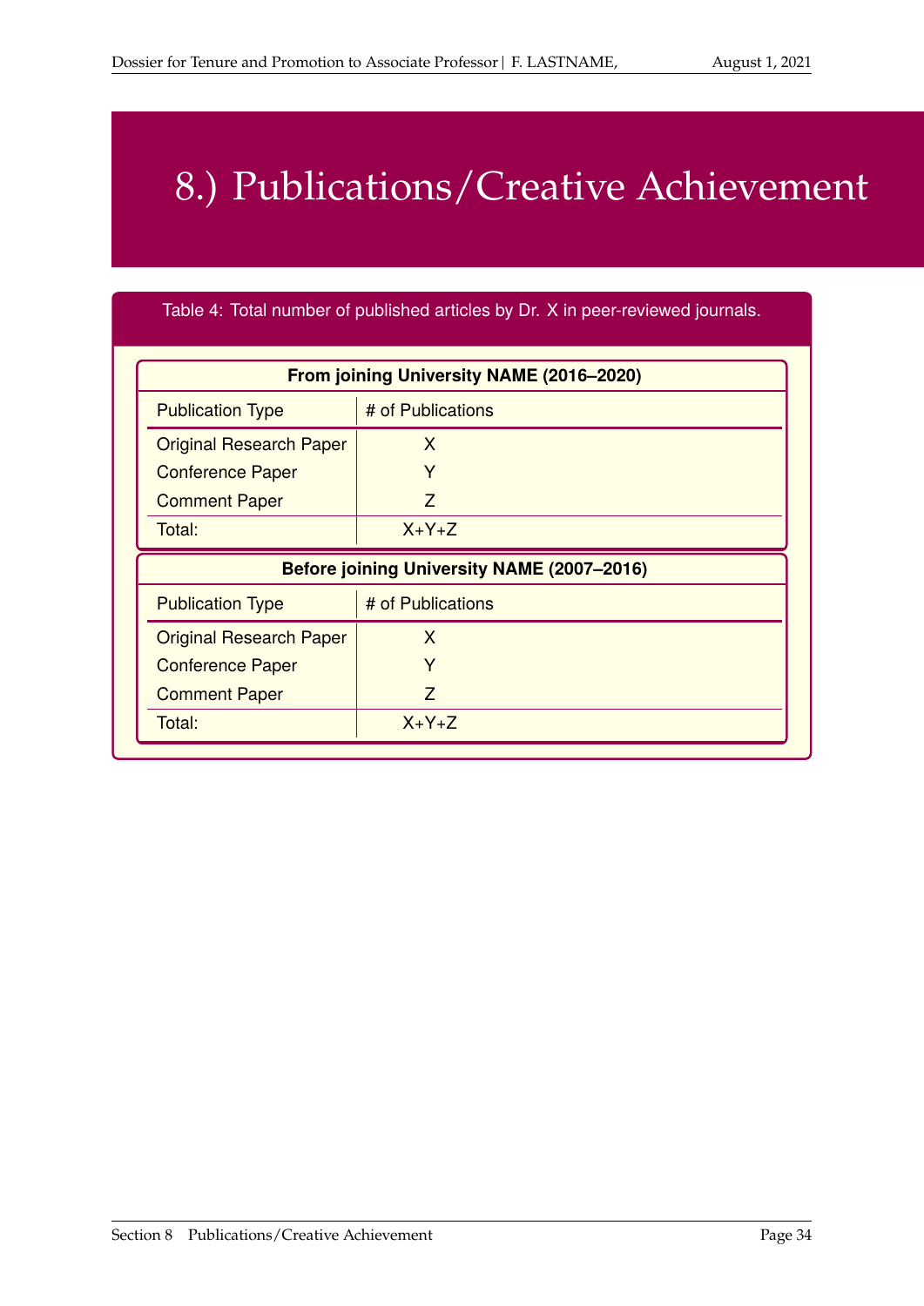# 8.) Publications/Creative Achievement

Table 4: Total number of published articles by Dr. X in peer-reviewed journals.

| **From joining University NAME (2016–2020)** | |
|---|---|
| Publication Type | # of Publications |
| Original Research Paper | X |
| Conference Paper | Y |
| Comment Paper | Z |
| Total: | X+Y+Z |

| **Before joining University NAME (2007–2016)** | |
|---|---|
| Publication Type | # of Publications |
| Original Research Paper | X |
| Conference Paper | Y |
| Comment Paper | Z |
| Total: | X+Y+Z |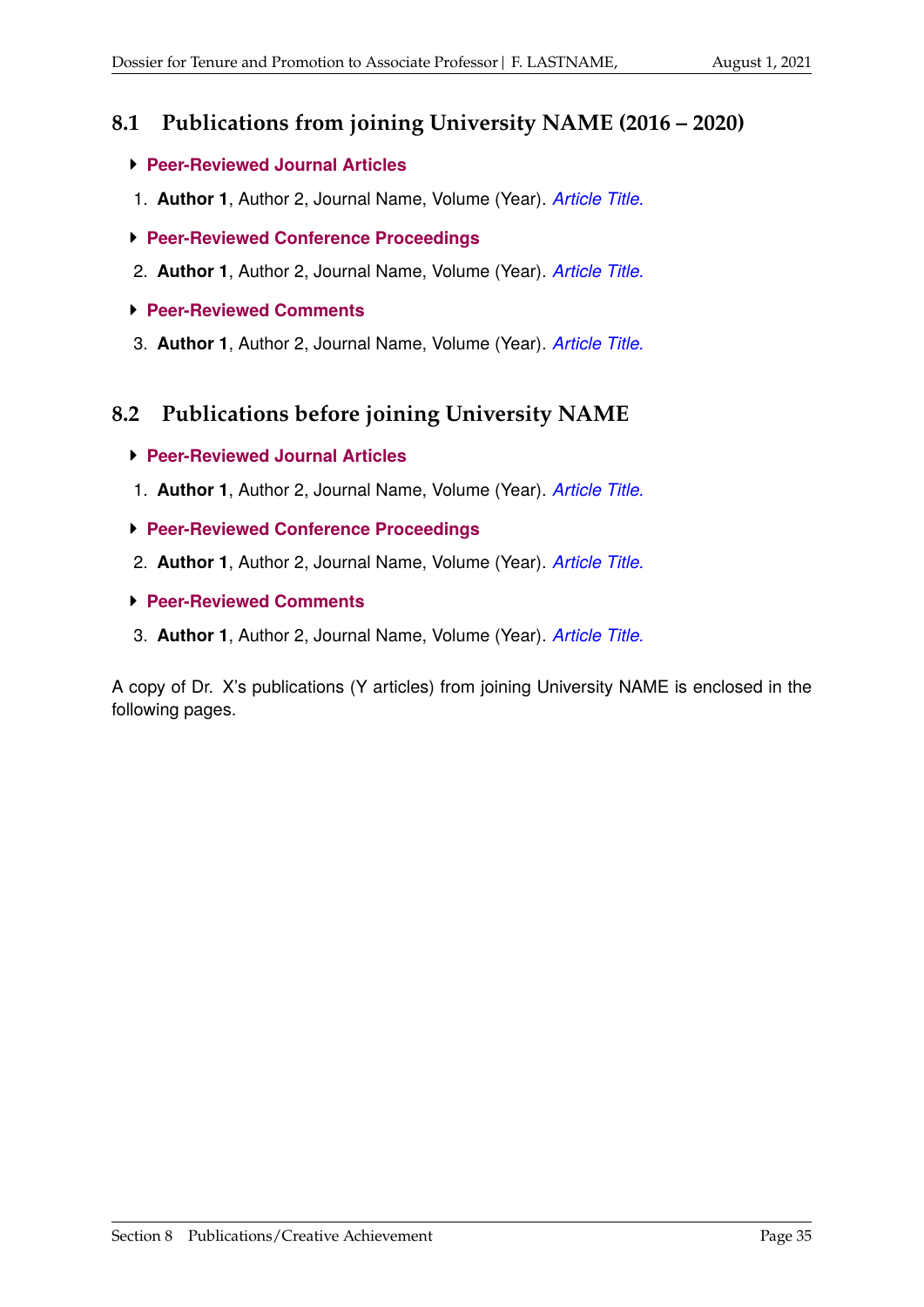## 8.1 Publications from joining University NAME (2016 – 2020)

- **Peer-Reviewed Journal Articles**

1. **Author 1**, Author 2, Journal Name, Volume (Year). *Article Title.*

- **Peer-Reviewed Conference Proceedings**

2. **Author 1**, Author 2, Journal Name, Volume (Year). *Article Title.*

- **Peer-Reviewed Comments**

3. **Author 1**, Author 2, Journal Name, Volume (Year). *Article Title.*

## 8.2 Publications before joining University NAME

- **Peer-Reviewed Journal Articles**

1. **Author 1**, Author 2, Journal Name, Volume (Year). *Article Title.*

- **Peer-Reviewed Conference Proceedings**

2. **Author 1**, Author 2, Journal Name, Volume (Year). *Article Title.*

- **Peer-Reviewed Comments**

3. **Author 1**, Author 2, Journal Name, Volume (Year). *Article Title.*

A copy of Dr. X's publications (Y articles) from joining University NAME is enclosed in the following pages.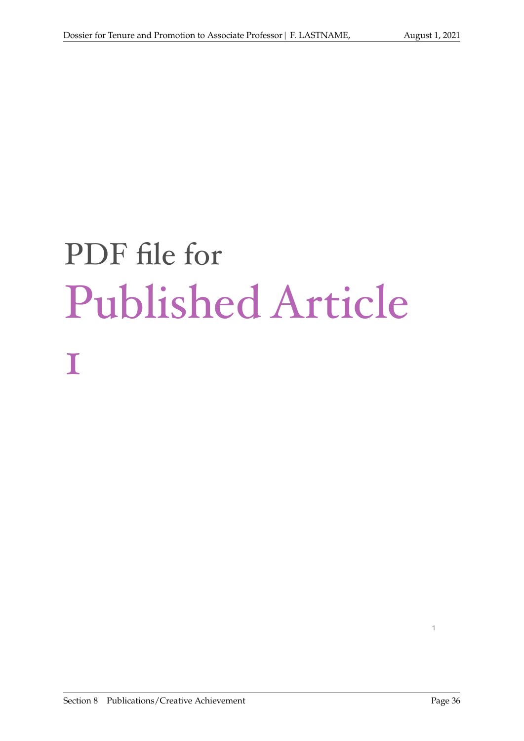# PDF file for

# Published Article

# 1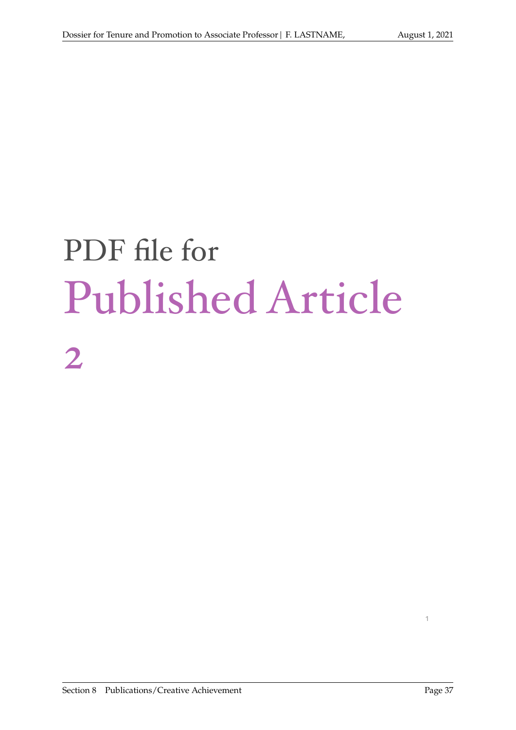# PDF file for

# Published Article

# 2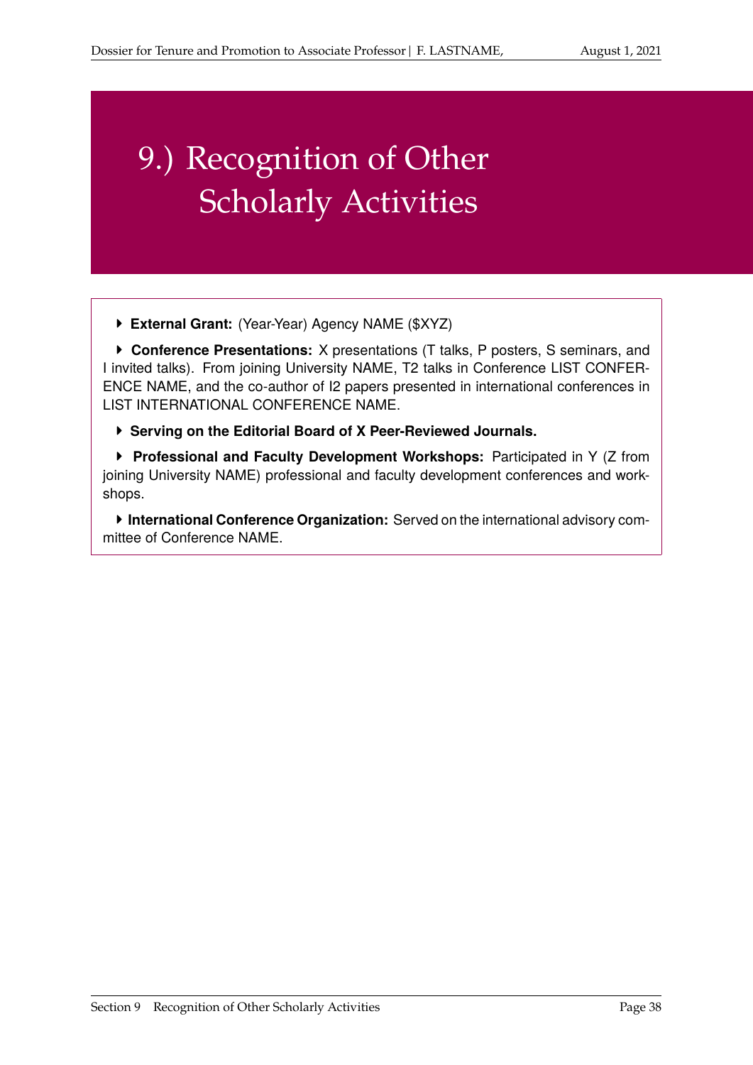# 9.) Recognition of Other Scholarly Activities

- **External Grant:** (Year-Year) Agency NAME ($XYZ)

- **Conference Presentations:** X presentations (T talks, P posters, S seminars, and I invited talks). From joining University NAME, T2 talks in Conference LIST CONFERENCE NAME, and the co-author of I2 papers presented in international conferences in LIST INTERNATIONAL CONFERENCE NAME.

- **Serving on the Editorial Board of X Peer-Reviewed Journals.**

- **Professional and Faculty Development Workshops:** Participated in Y (Z from joining University NAME) professional and faculty development conferences and workshops.

- **International Conference Organization:** Served on the international advisory committee of Conference NAME.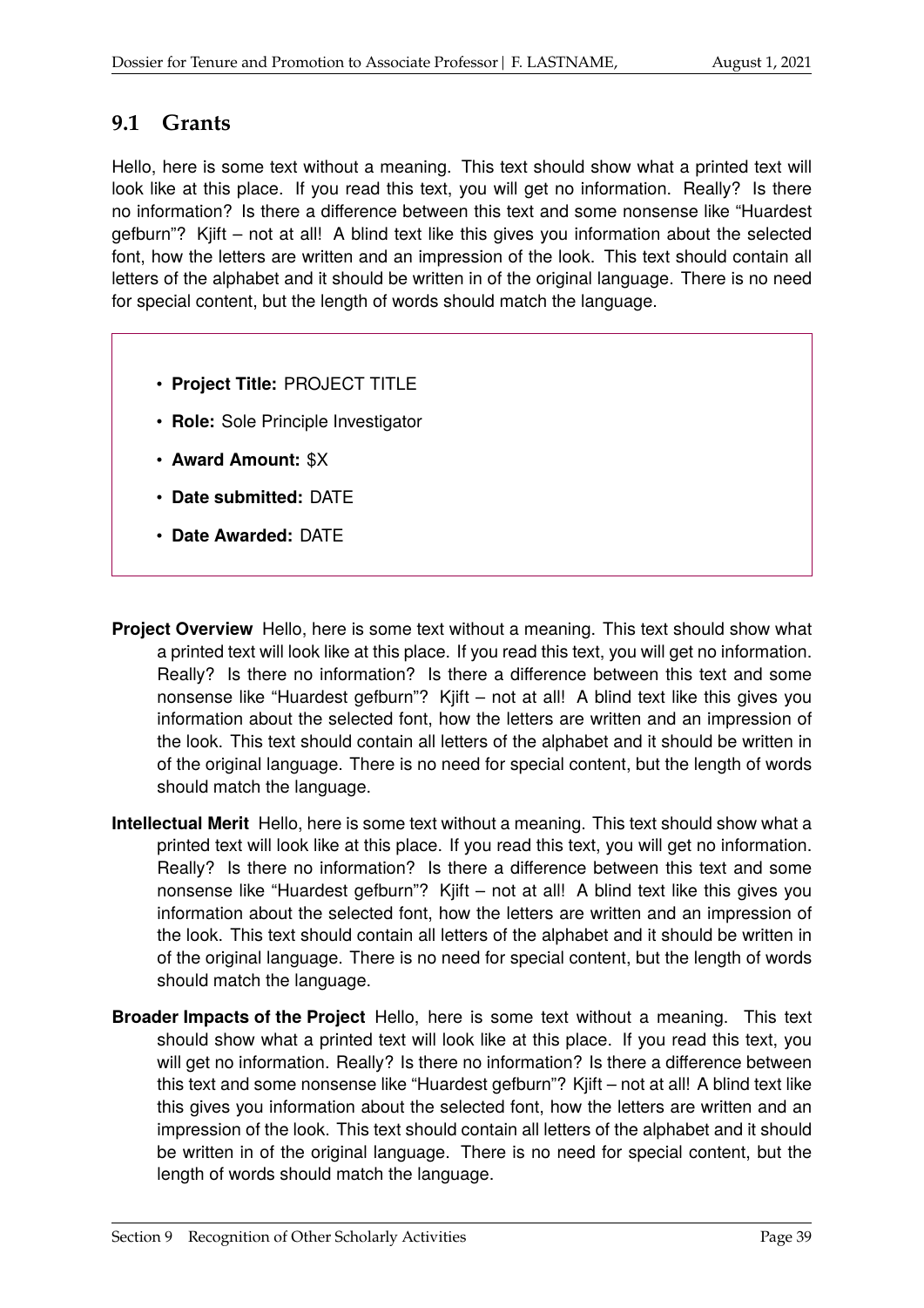## 9.1 Grants

Hello, here is some text without a meaning. This text should show what a printed text will look like at this place. If you read this text, you will get no information. Really? Is there no information? Is there a difference between this text and some nonsense like "Huardest gefburn"? Kjift – not at all! A blind text like this gives you information about the selected font, how the letters are written and an impression of the look. This text should contain all letters of the alphabet and it should be written in of the original language. There is no need for special content, but the length of words should match the language.

- **Project Title:** PROJECT TITLE
- **Role:** Sole Principle Investigator
- **Award Amount:** $X
- **Date submitted:** DATE
- **Date Awarded:** DATE

**Project Overview** Hello, here is some text without a meaning. This text should show what a printed text will look like at this place. If you read this text, you will get no information. Really? Is there no information? Is there a difference between this text and some nonsense like "Huardest gefburn"? Kjift – not at all! A blind text like this gives you information about the selected font, how the letters are written and an impression of the look. This text should contain all letters of the alphabet and it should be written in of the original language. There is no need for special content, but the length of words should match the language.

**Intellectual Merit** Hello, here is some text without a meaning. This text should show what a printed text will look like at this place. If you read this text, you will get no information. Really? Is there no information? Is there a difference between this text and some nonsense like "Huardest gefburn"? Kjift – not at all! A blind text like this gives you information about the selected font, how the letters are written and an impression of the look. This text should contain all letters of the alphabet and it should be written in of the original language. There is no need for special content, but the length of words should match the language.

**Broader Impacts of the Project** Hello, here is some text without a meaning. This text should show what a printed text will look like at this place. If you read this text, you will get no information. Really? Is there no information? Is there a difference between this text and some nonsense like "Huardest gefburn"? Kjift – not at all! A blind text like this gives you information about the selected font, how the letters are written and an impression of the look. This text should contain all letters of the alphabet and it should be written in of the original language. There is no need for special content, but the length of words should match the language.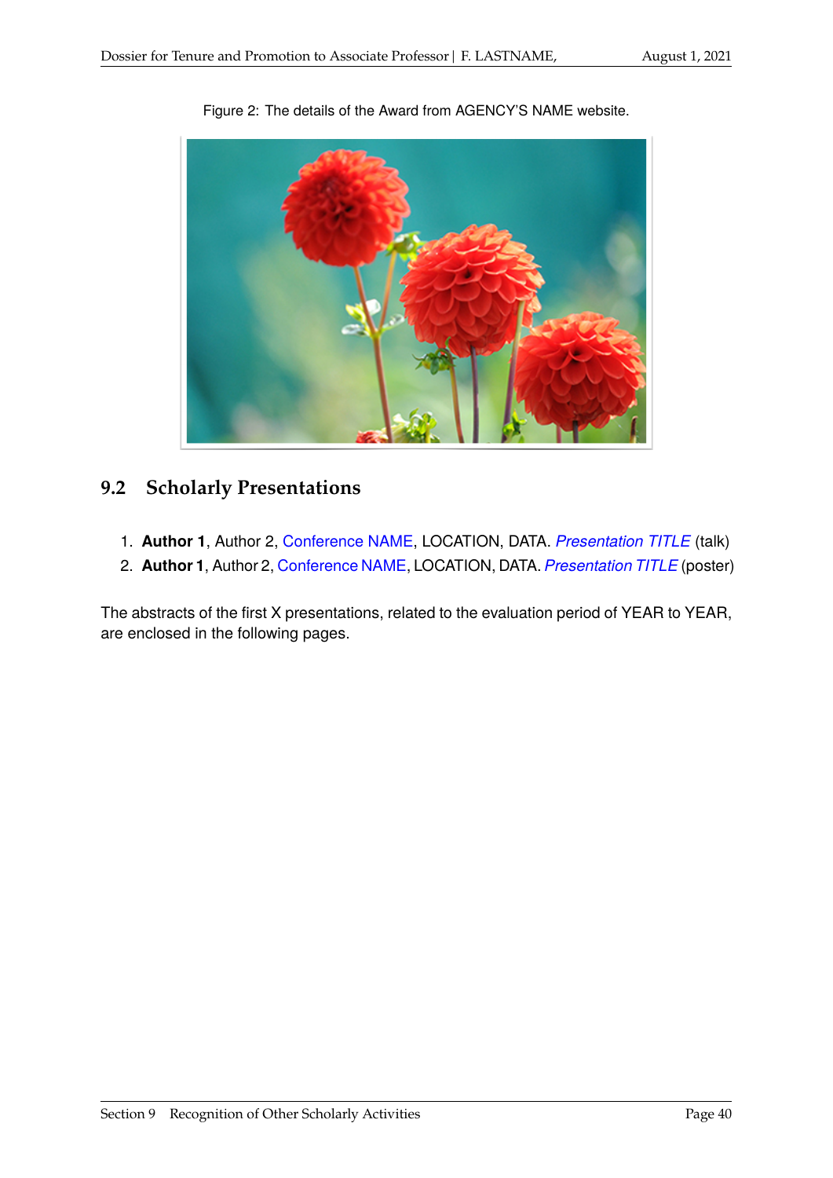Figure 2: The details of the Award from AGENCY'S NAME website.

## 9.2 Scholarly Presentations

1. **Author 1**, Author 2, Conference NAME, LOCATION, DATA. *Presentation TITLE* (talk)
2. **Author 1**, Author 2, Conference NAME, LOCATION, DATA. *Presentation TITLE* (poster)

The abstracts of the first X presentations, related to the evaluation period of YEAR to YEAR, are enclosed in the following pages.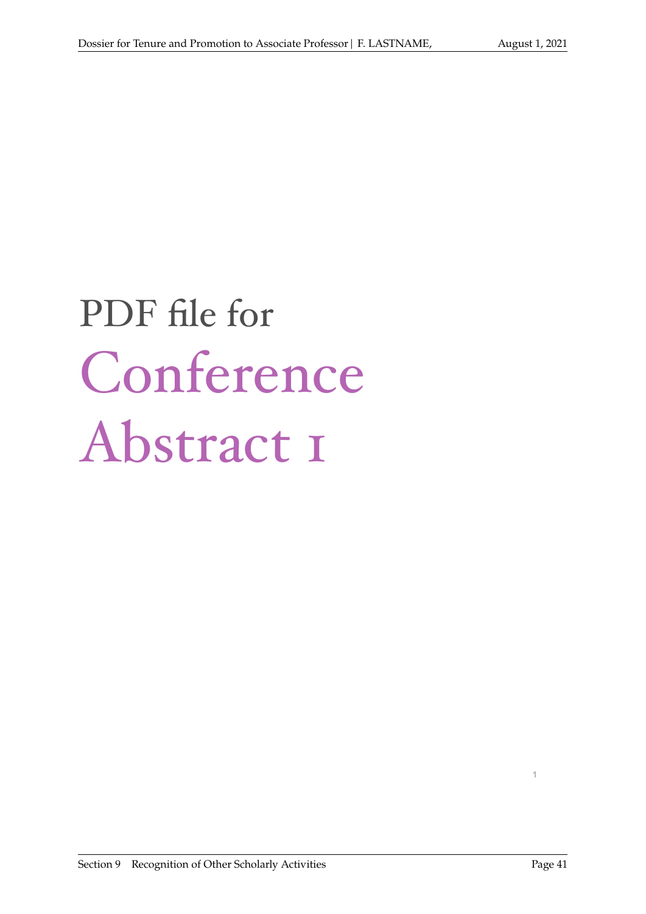# PDF file for Conference Abstract 1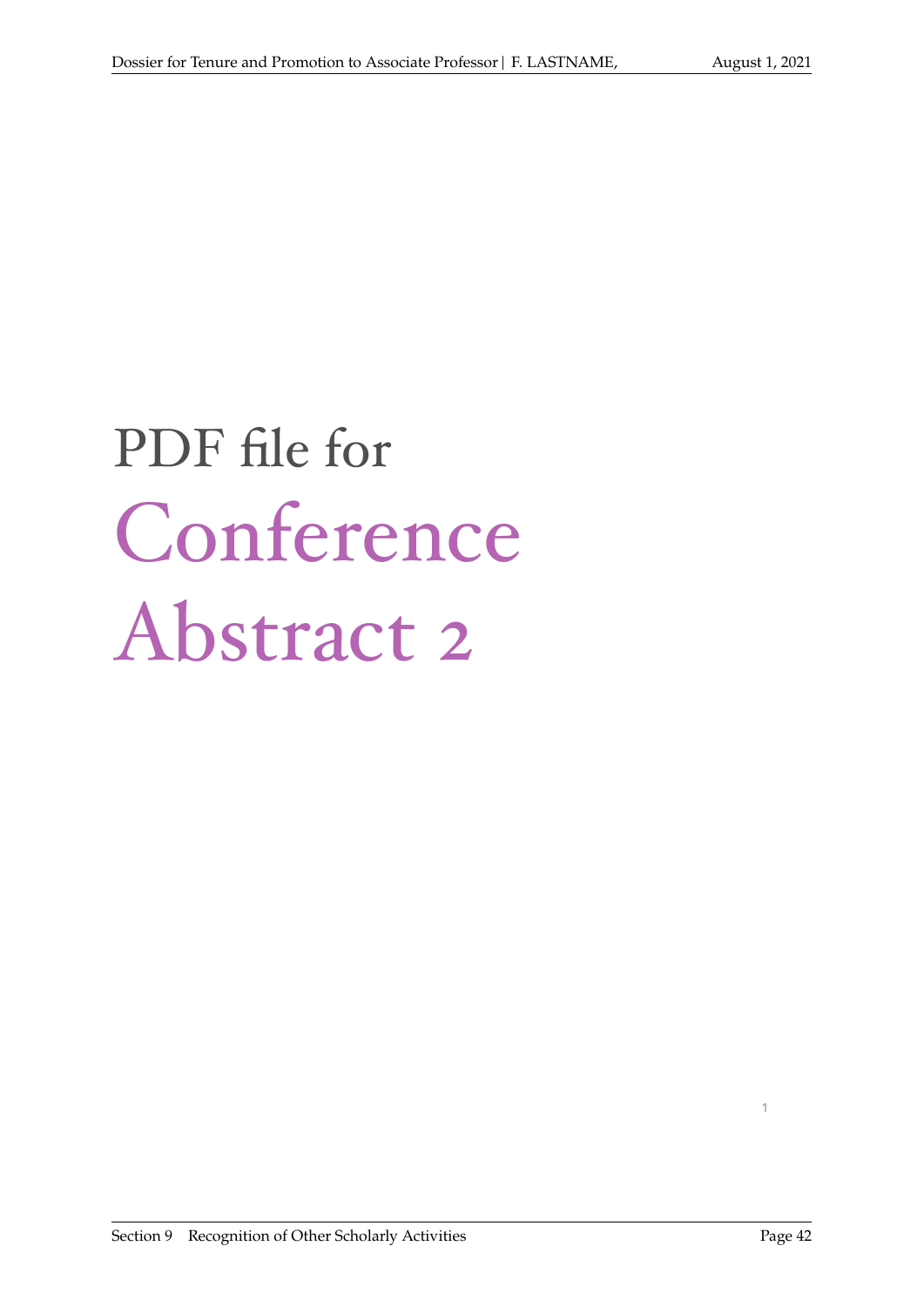# PDF file for Conference Abstract 2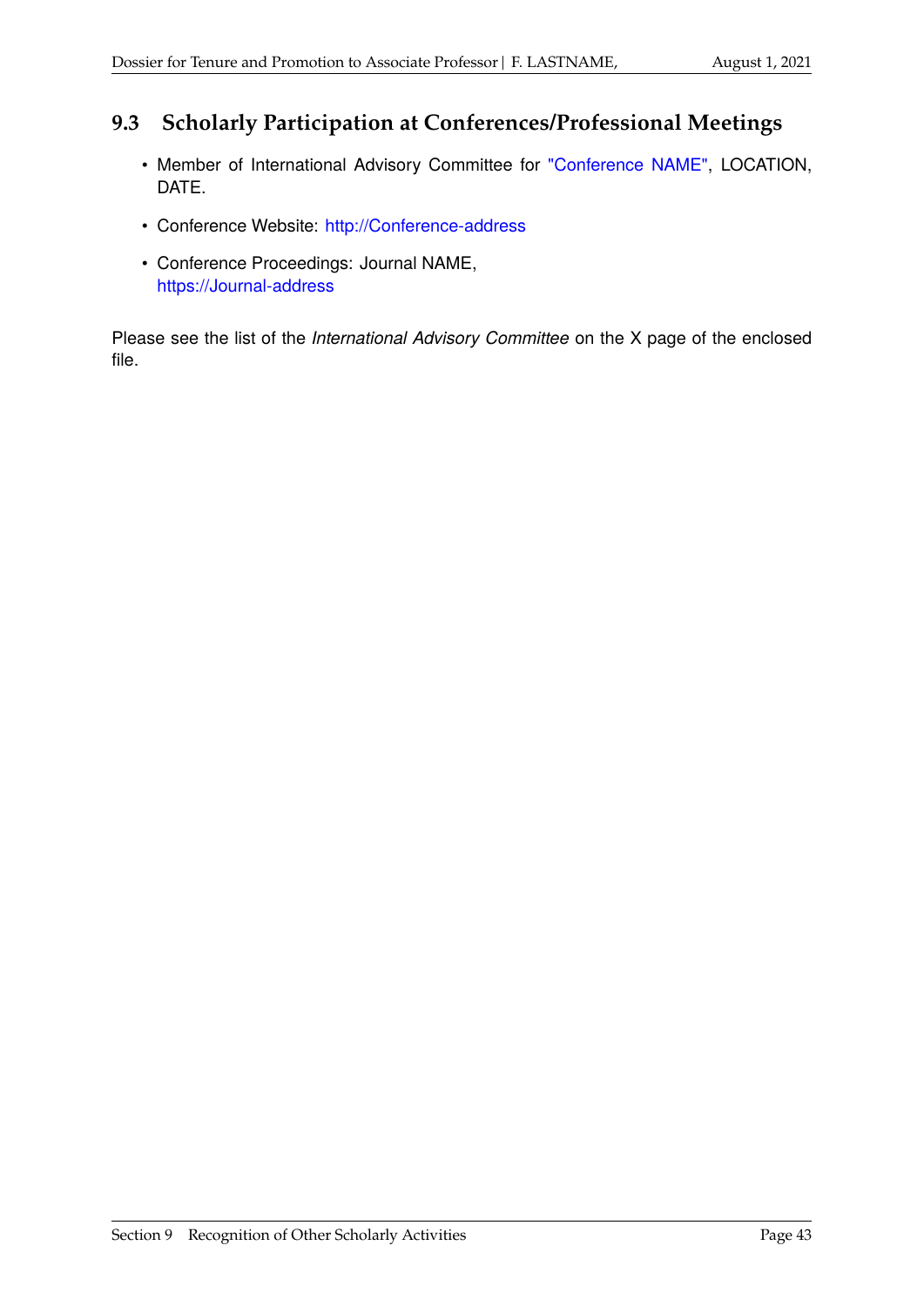## 9.3 Scholarly Participation at Conferences/Professional Meetings

- Member of International Advisory Committee for "Conference NAME", LOCATION, DATE.
- Conference Website: http://Conference-address
- Conference Proceedings: Journal NAME, https://Journal-address

Please see the list of the *International Advisory Committee* on the X page of the enclosed file.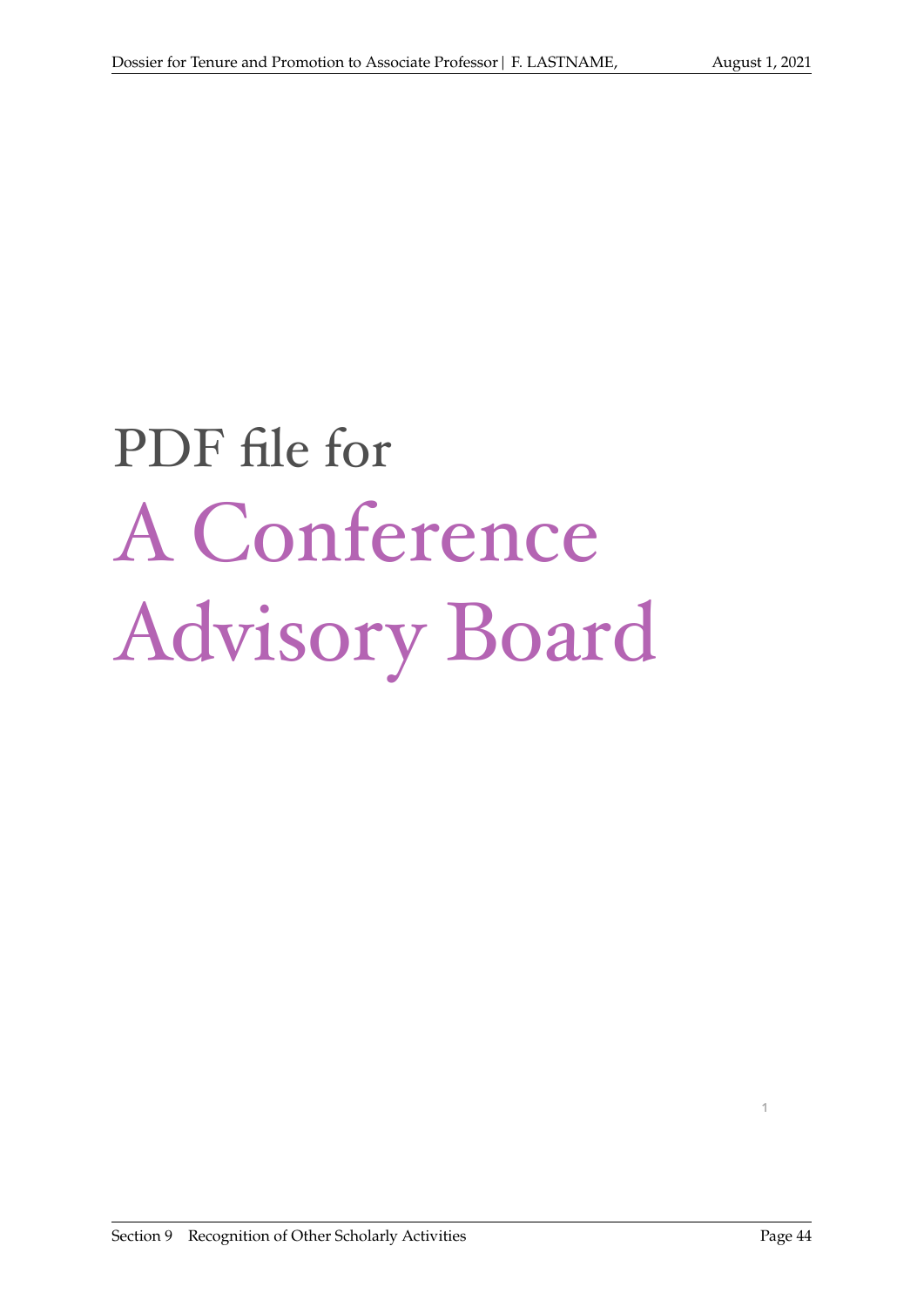# PDF file for

# A Conference Advisory Board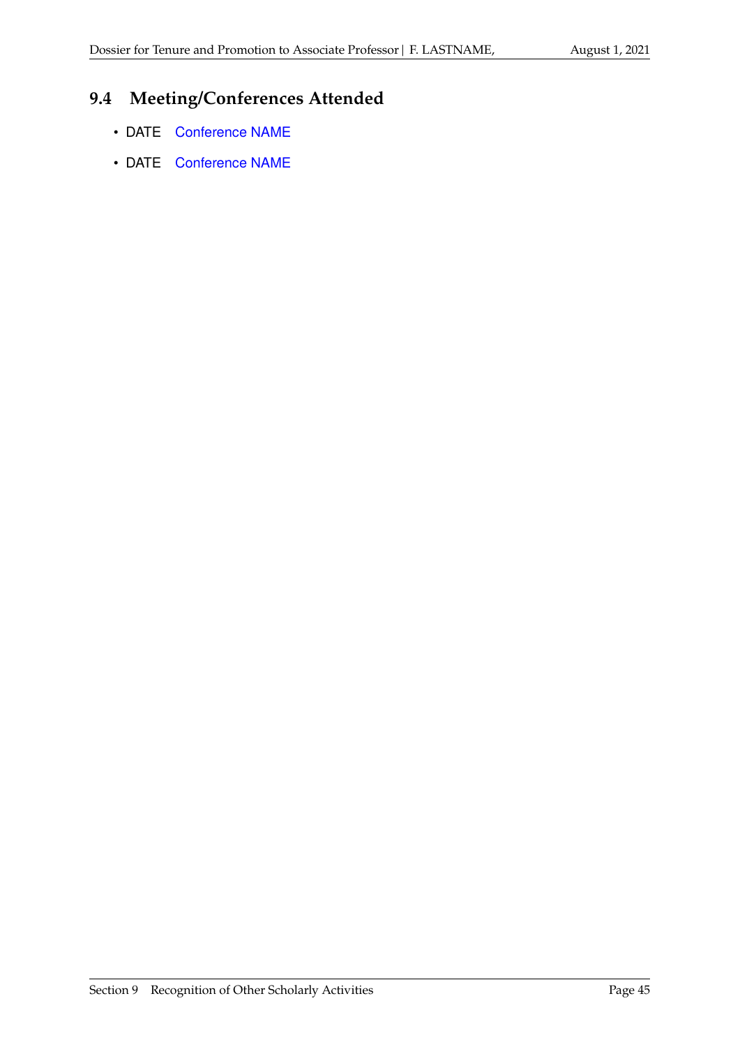## 9.4 Meeting/Conferences Attended

- DATE Conference NAME
- DATE Conference NAME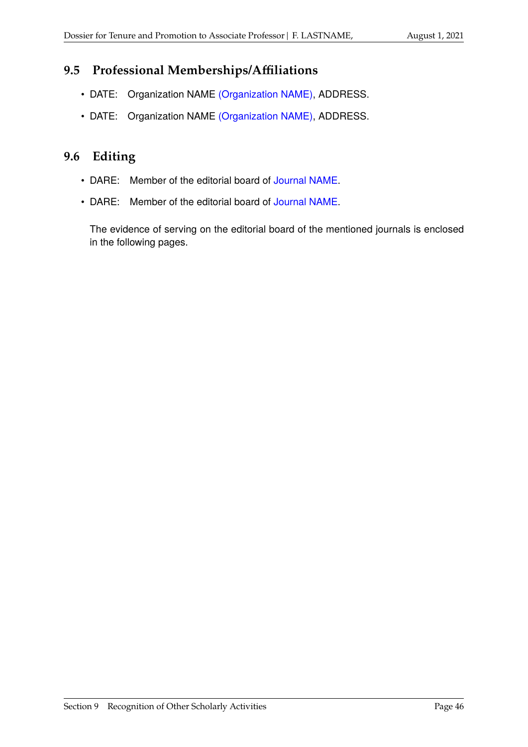## 9.5 Professional Memberships/Affiliations

- DATE: Organization NAME (Organization NAME), ADDRESS.
- DATE: Organization NAME (Organization NAME), ADDRESS.

## 9.6 Editing

- DARE: Member of the editorial board of Journal NAME.
- DARE: Member of the editorial board of Journal NAME.

  The evidence of serving on the editorial board of the mentioned journals is enclosed in the following pages.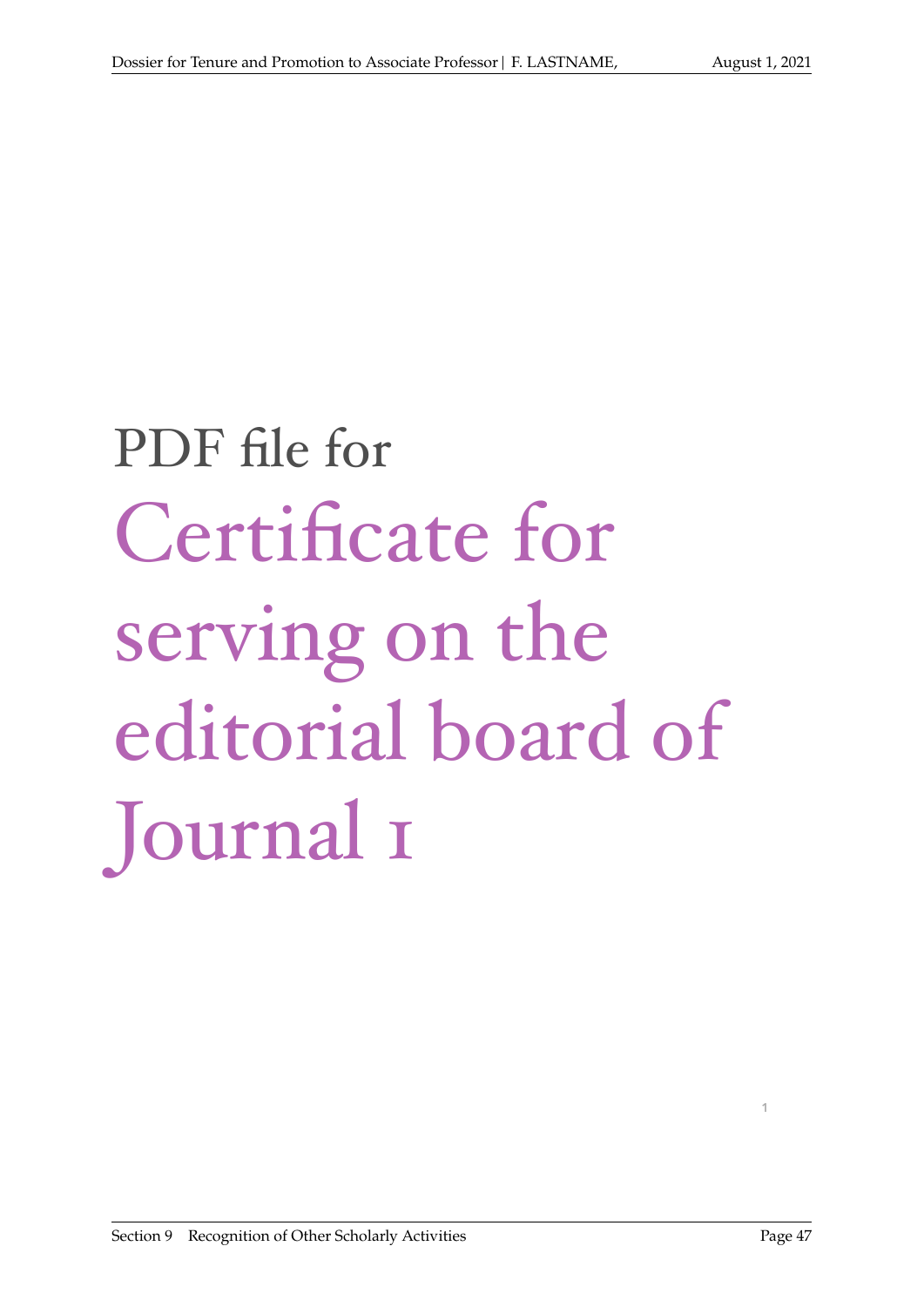PDF file for

# Certificate for serving on the editorial board of Journal 1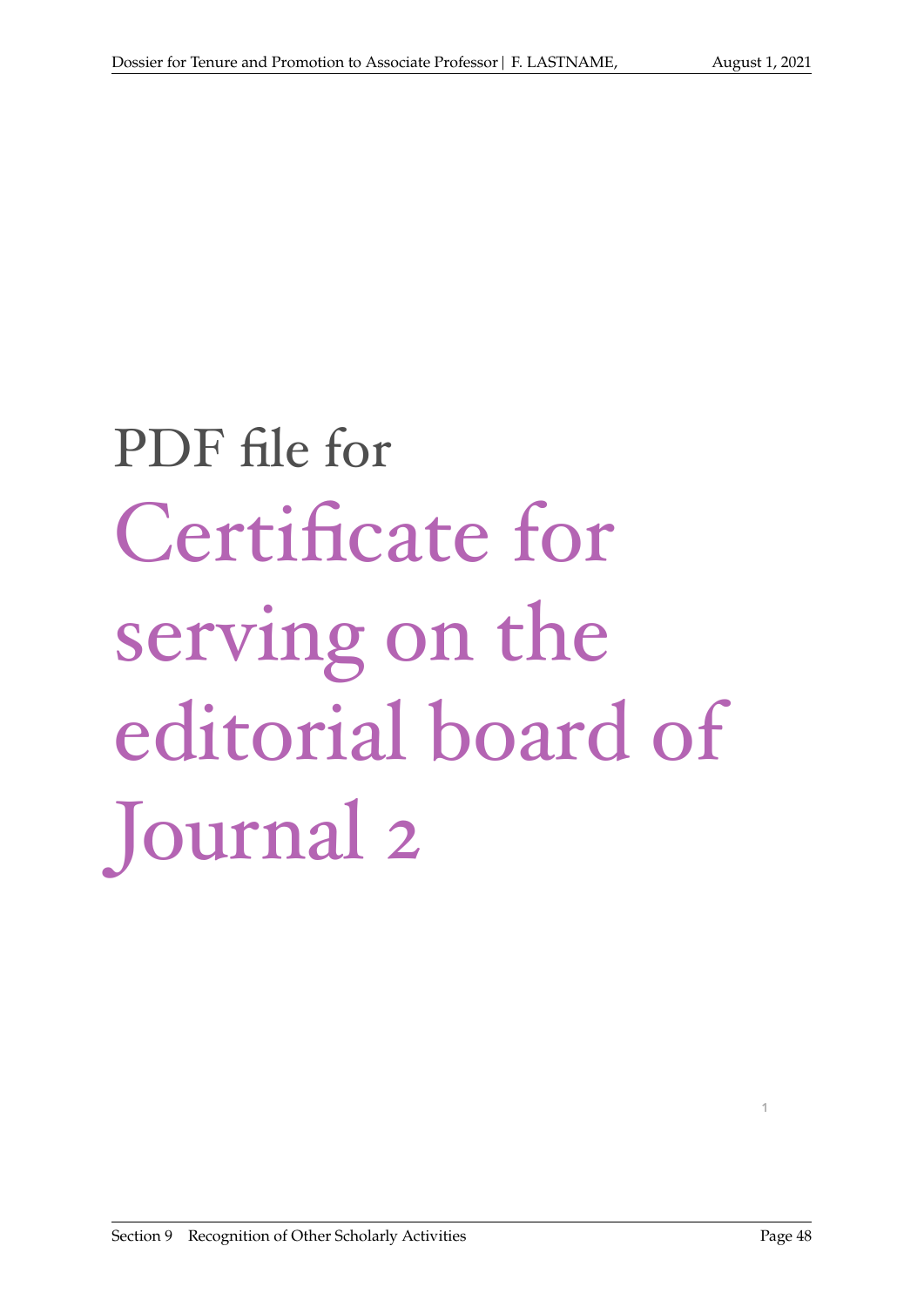PDF file for

# Certificate for serving on the editorial board of Journal 2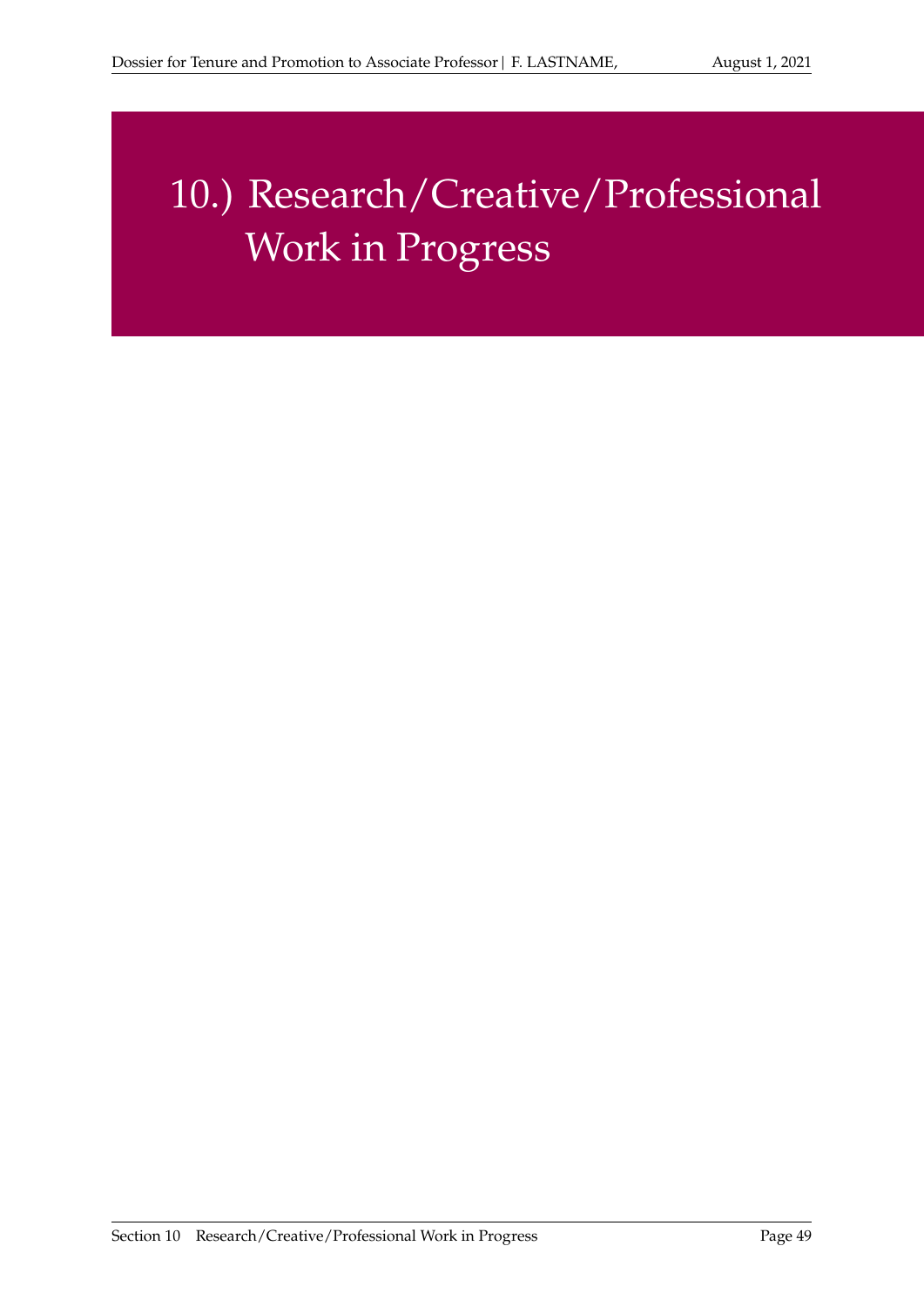# 10.) Research/Creative/Professional Work in Progress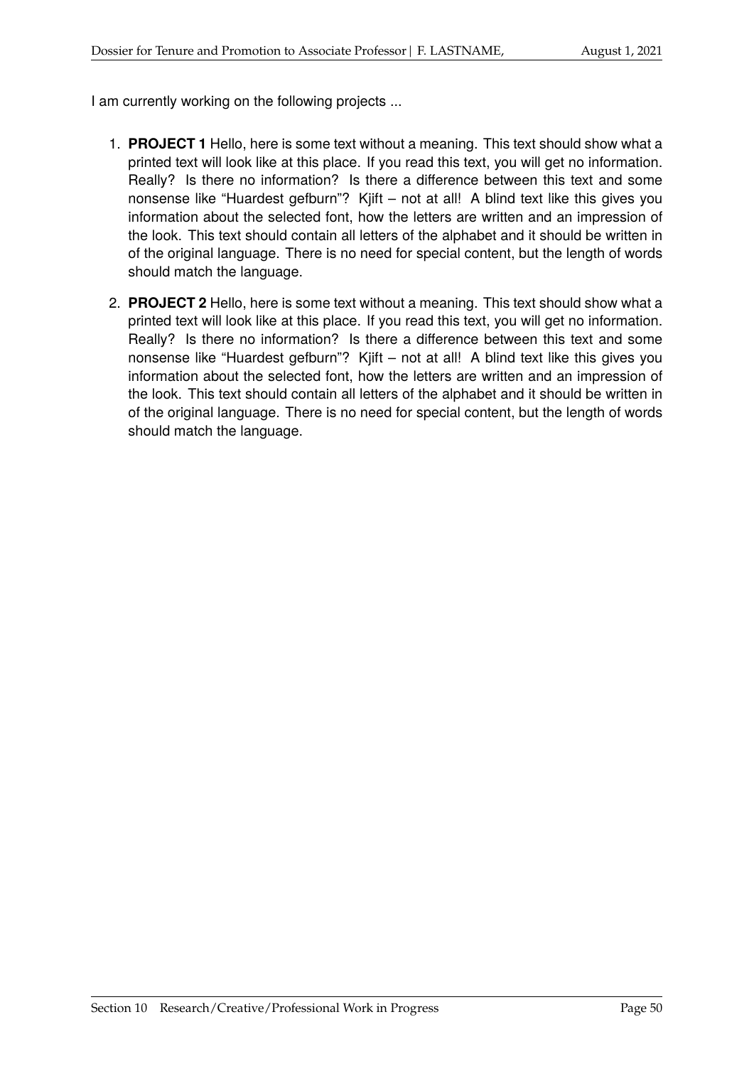I am currently working on the following projects ...

1. **PROJECT 1** Hello, here is some text without a meaning. This text should show what a printed text will look like at this place. If you read this text, you will get no information. Really? Is there no information? Is there a difference between this text and some nonsense like "Huardest gefburn"? Kjift – not at all! A blind text like this gives you information about the selected font, how the letters are written and an impression of the look. This text should contain all letters of the alphabet and it should be written in of the original language. There is no need for special content, but the length of words should match the language.

2. **PROJECT 2** Hello, here is some text without a meaning. This text should show what a printed text will look like at this place. If you read this text, you will get no information. Really? Is there no information? Is there a difference between this text and some nonsense like "Huardest gefburn"? Kjift – not at all! A blind text like this gives you information about the selected font, how the letters are written and an impression of the look. This text should contain all letters of the alphabet and it should be written in of the original language. There is no need for special content, but the length of words should match the language.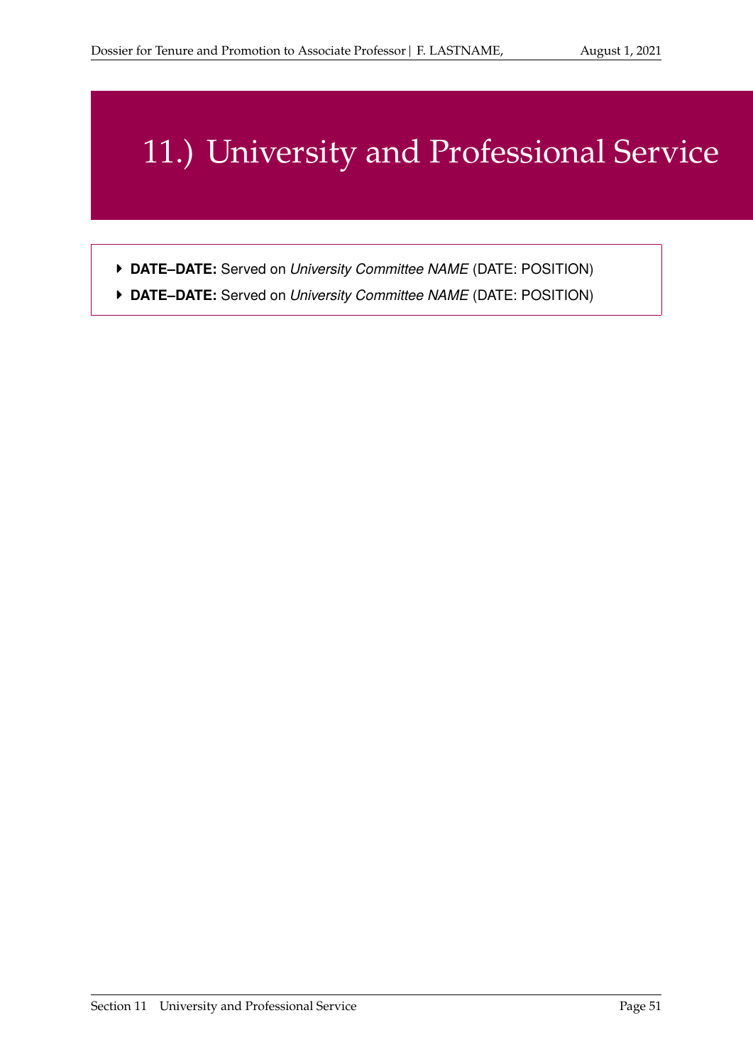# 11.) University and Professional Service

- **DATE–DATE:** Served on *University Committee NAME* (DATE: POSITION)
- **DATE–DATE:** Served on *University Committee NAME* (DATE: POSITION)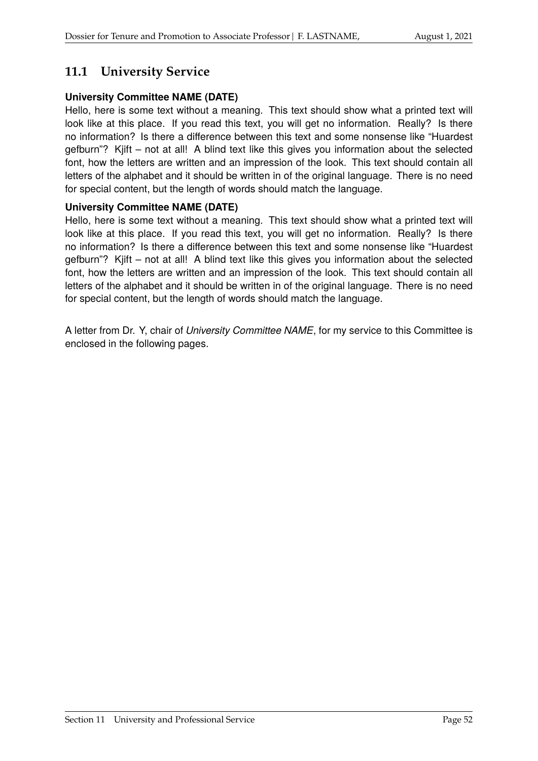## 11.1 University Service

**University Committee NAME (DATE)**

Hello, here is some text without a meaning. This text should show what a printed text will look like at this place. If you read this text, you will get no information. Really? Is there no information? Is there a difference between this text and some nonsense like "Huardest gefburn"? Kjift – not at all! A blind text like this gives you information about the selected font, how the letters are written and an impression of the look. This text should contain all letters of the alphabet and it should be written in of the original language. There is no need for special content, but the length of words should match the language.

**University Committee NAME (DATE)**

Hello, here is some text without a meaning. This text should show what a printed text will look like at this place. If you read this text, you will get no information. Really? Is there no information? Is there a difference between this text and some nonsense like "Huardest gefburn"? Kjift – not at all! A blind text like this gives you information about the selected font, how the letters are written and an impression of the look. This text should contain all letters of the alphabet and it should be written in of the original language. There is no need for special content, but the length of words should match the language.

A letter from Dr. Y, chair of *University Committee NAME*, for my service to this Committee is enclosed in the following pages.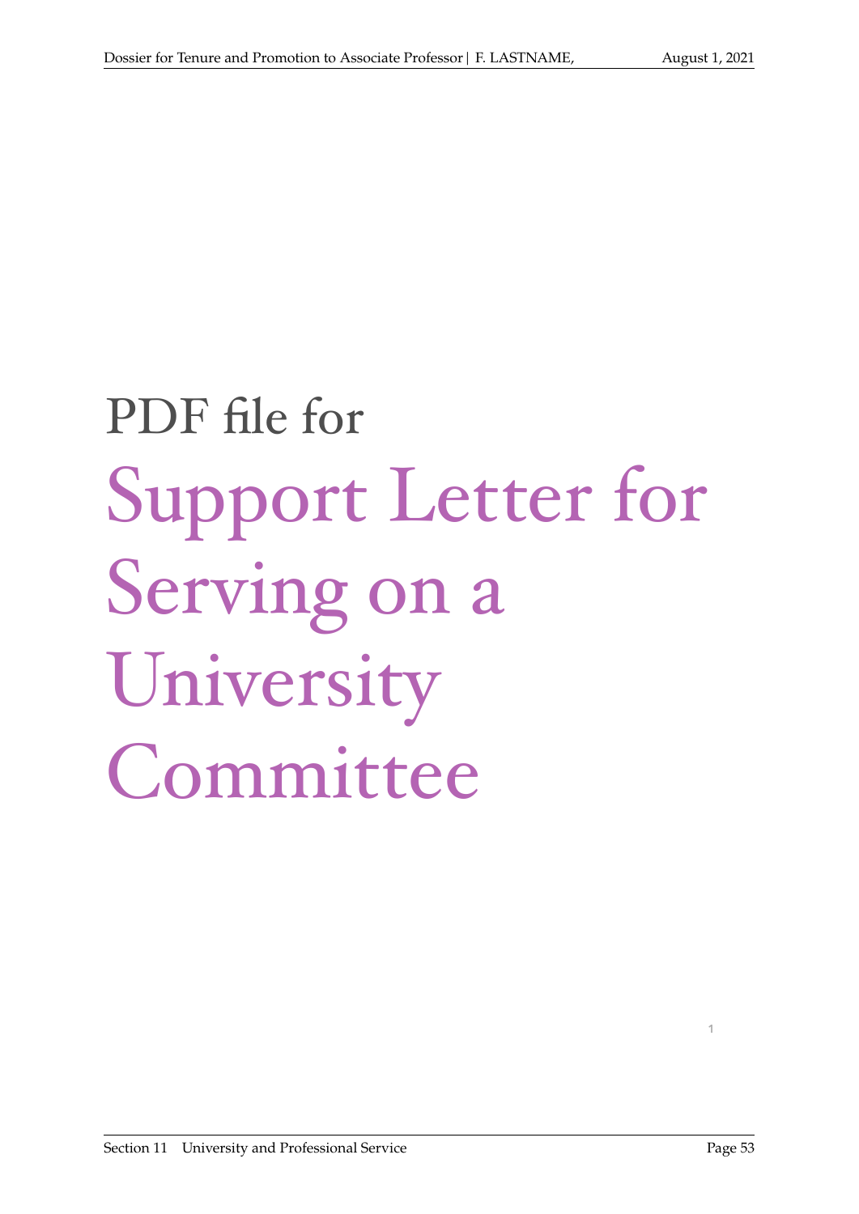PDF file for

# Support Letter for Serving on a University Committee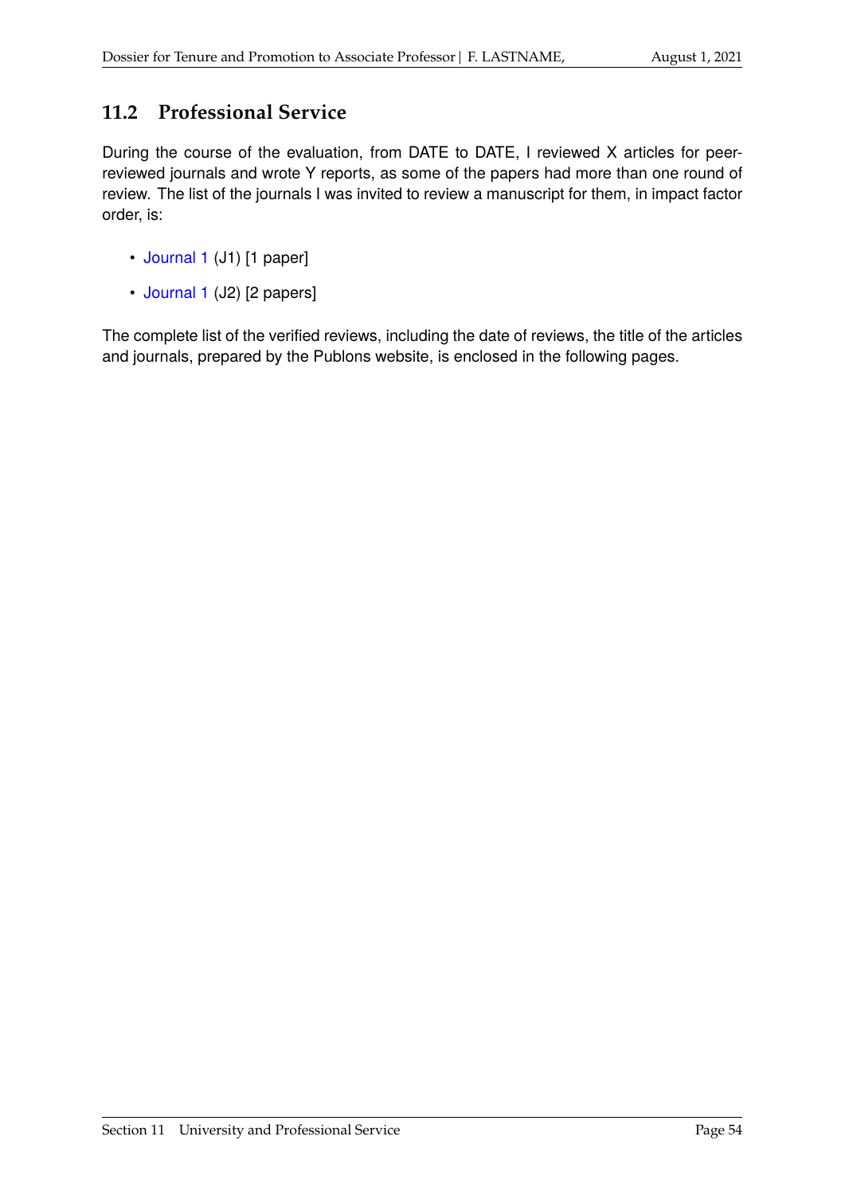## 11.2 Professional Service

During the course of the evaluation, from DATE to DATE, I reviewed X articles for peer-reviewed journals and wrote Y reports, as some of the papers had more than one round of review. The list of the journals I was invited to review a manuscript for them, in impact factor order, is:

- Journal 1 (J1) [1 paper]
- Journal 1 (J2) [2 papers]

The complete list of the verified reviews, including the date of reviews, the title of the articles and journals, prepared by the Publons website, is enclosed in the following pages.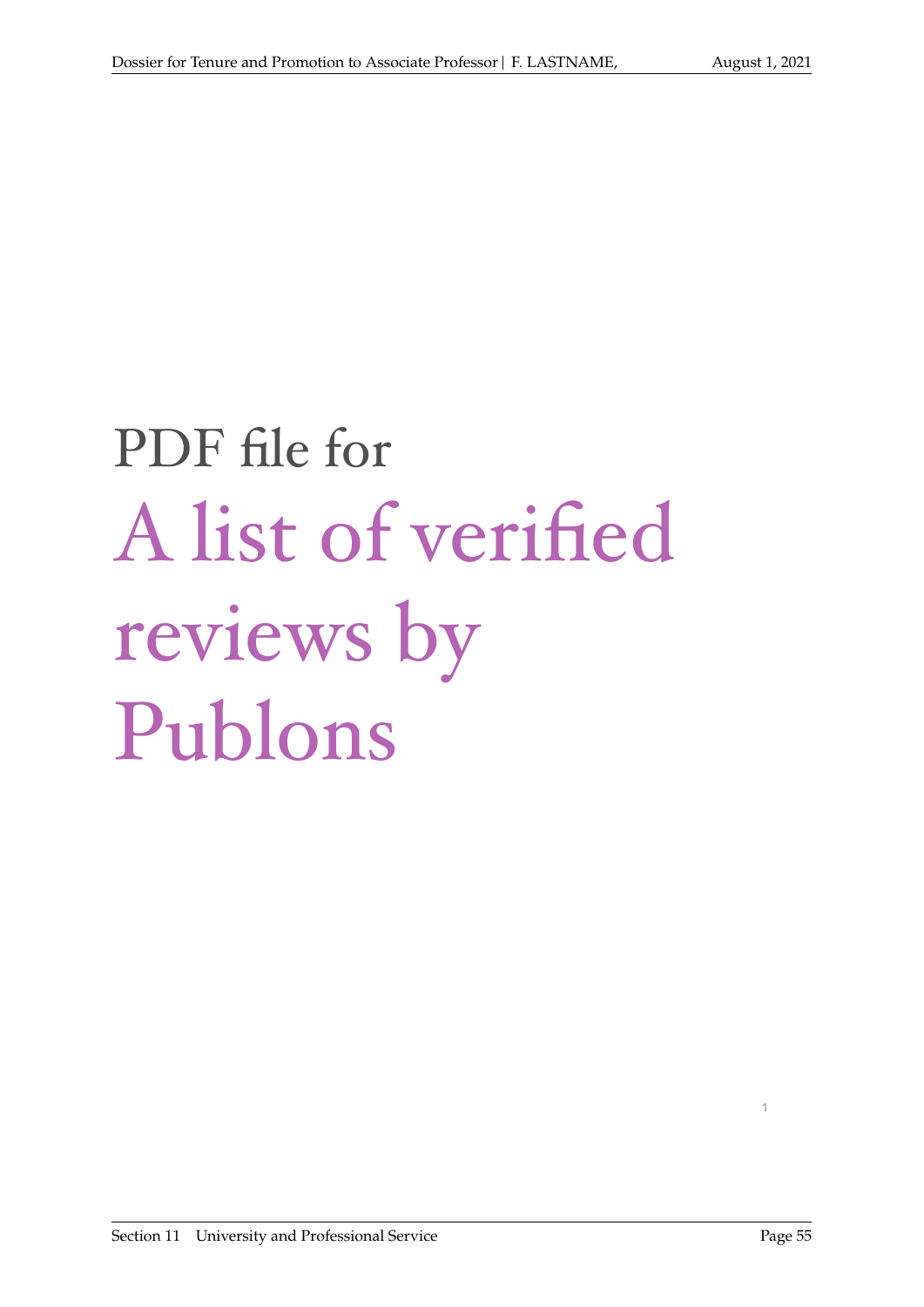PDF file for

# A list of verified reviews by Publons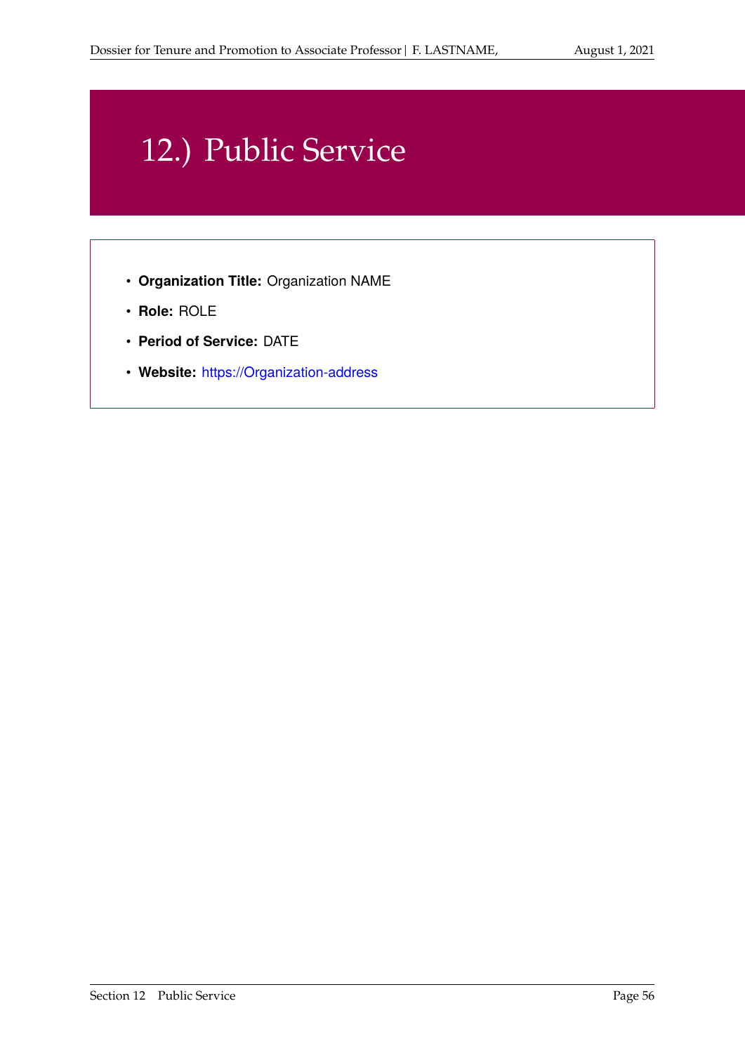# 12.) Public Service

- **Organization Title:** Organization NAME
- **Role:** ROLE
- **Period of Service:** DATE
- **Website:** https://Organization-address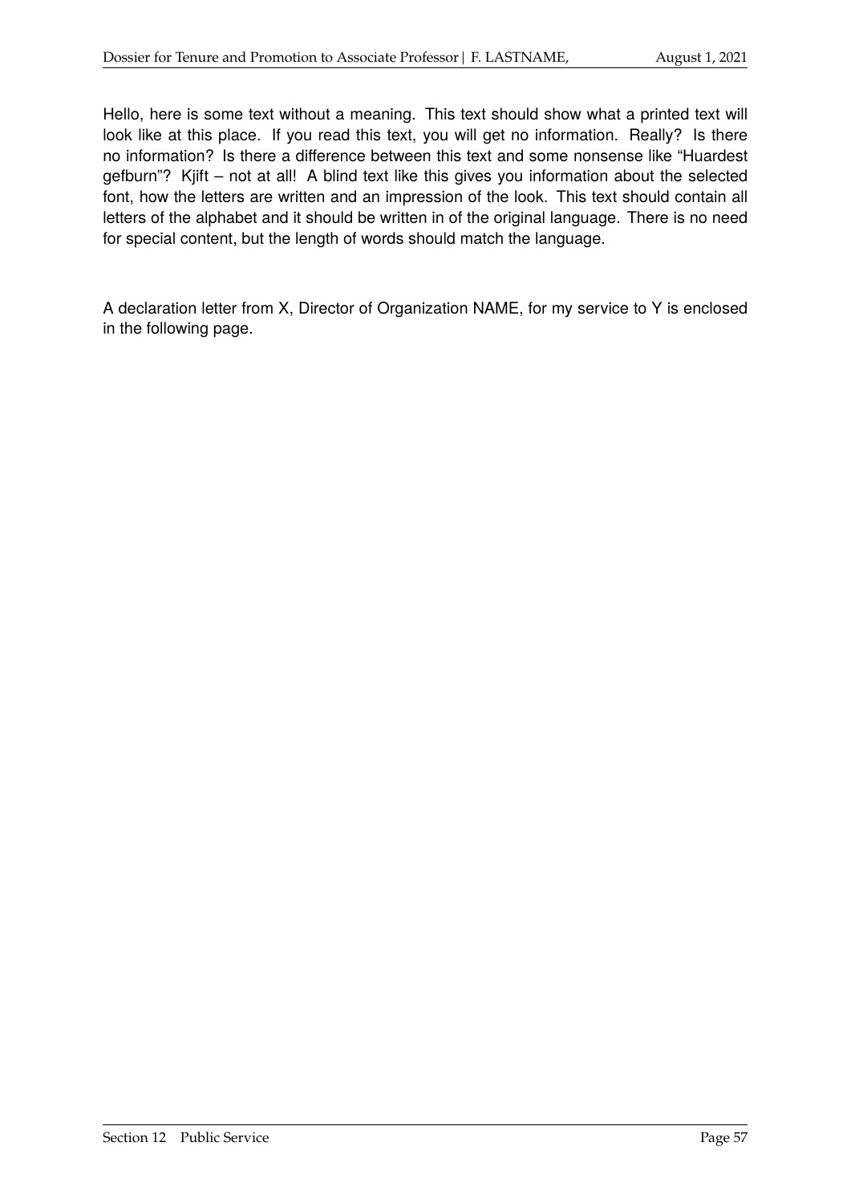Hello, here is some text without a meaning. This text should show what a printed text will look like at this place. If you read this text, you will get no information. Really? Is there no information? Is there a difference between this text and some nonsense like "Huardest gefburn"? Kjift – not at all! A blind text like this gives you information about the selected font, how the letters are written and an impression of the look. This text should contain all letters of the alphabet and it should be written in of the original language. There is no need for special content, but the length of words should match the language.

A declaration letter from X, Director of Organization NAME, for my service to Y is enclosed in the following page.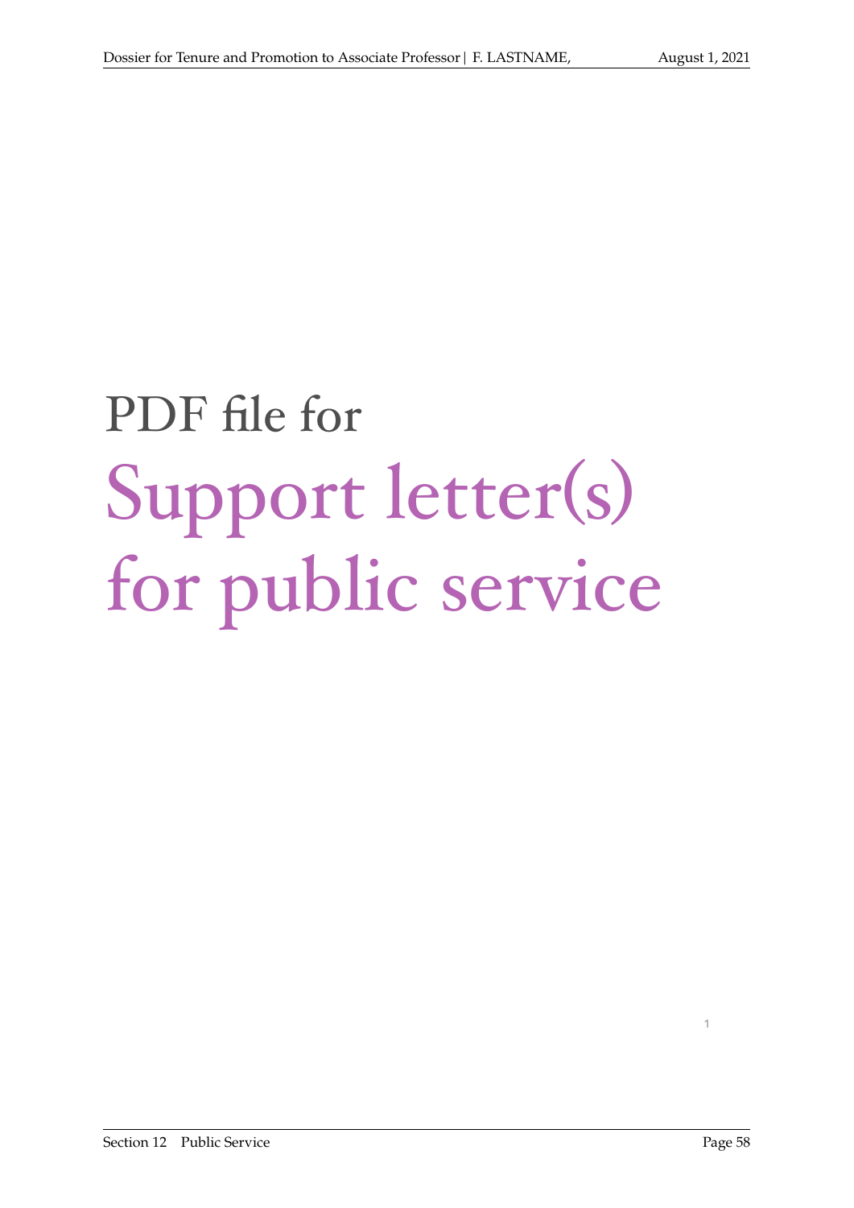PDF file for

# Support letter(s) for public service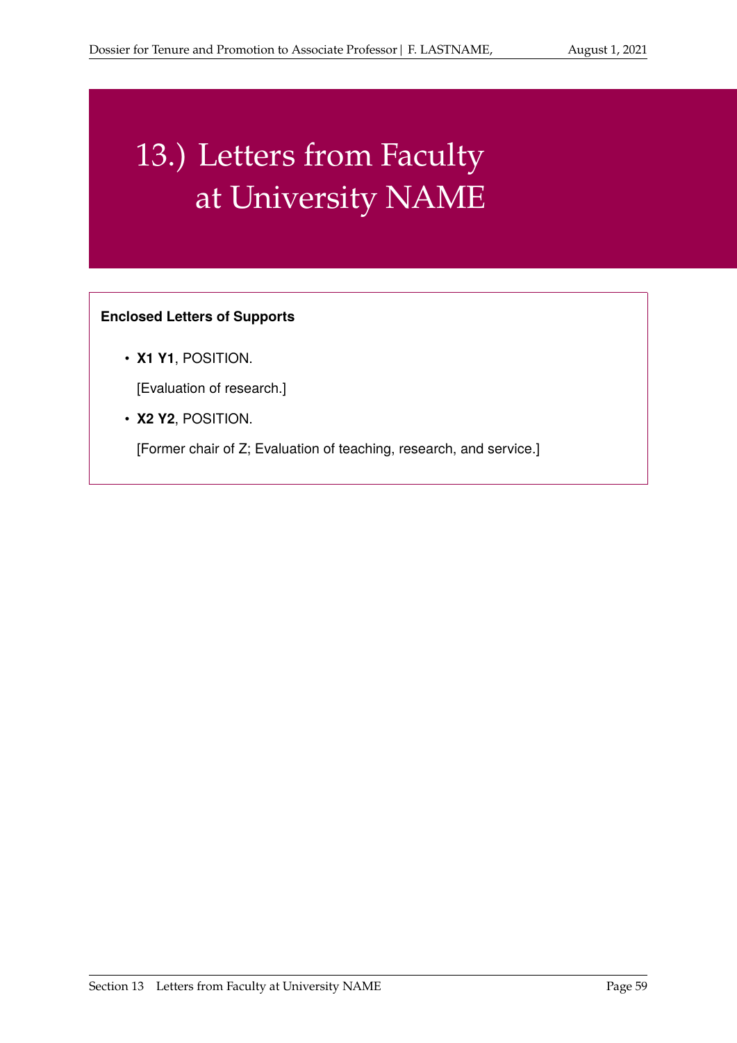# 13.) Letters from Faculty at University NAME

**Enclosed Letters of Supports**

- **X1 Y1**, POSITION.

  [Evaluation of research.]

- **X2 Y2**, POSITION.

  [Former chair of Z; Evaluation of teaching, research, and service.]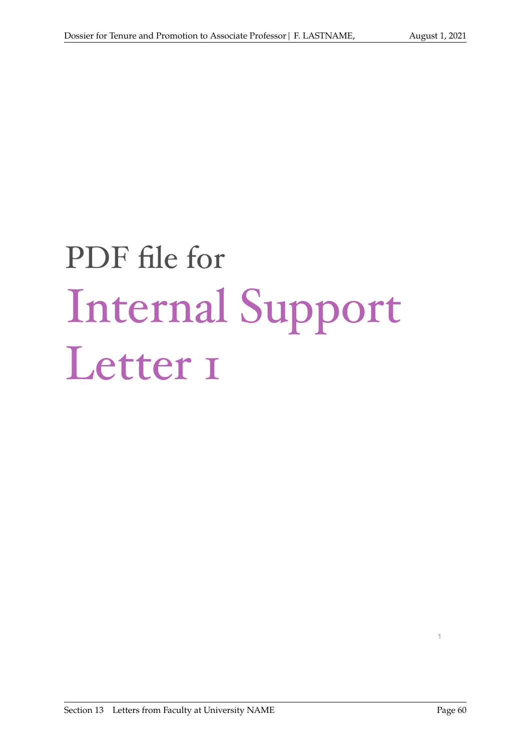PDF file for

# Internal Support Letter 1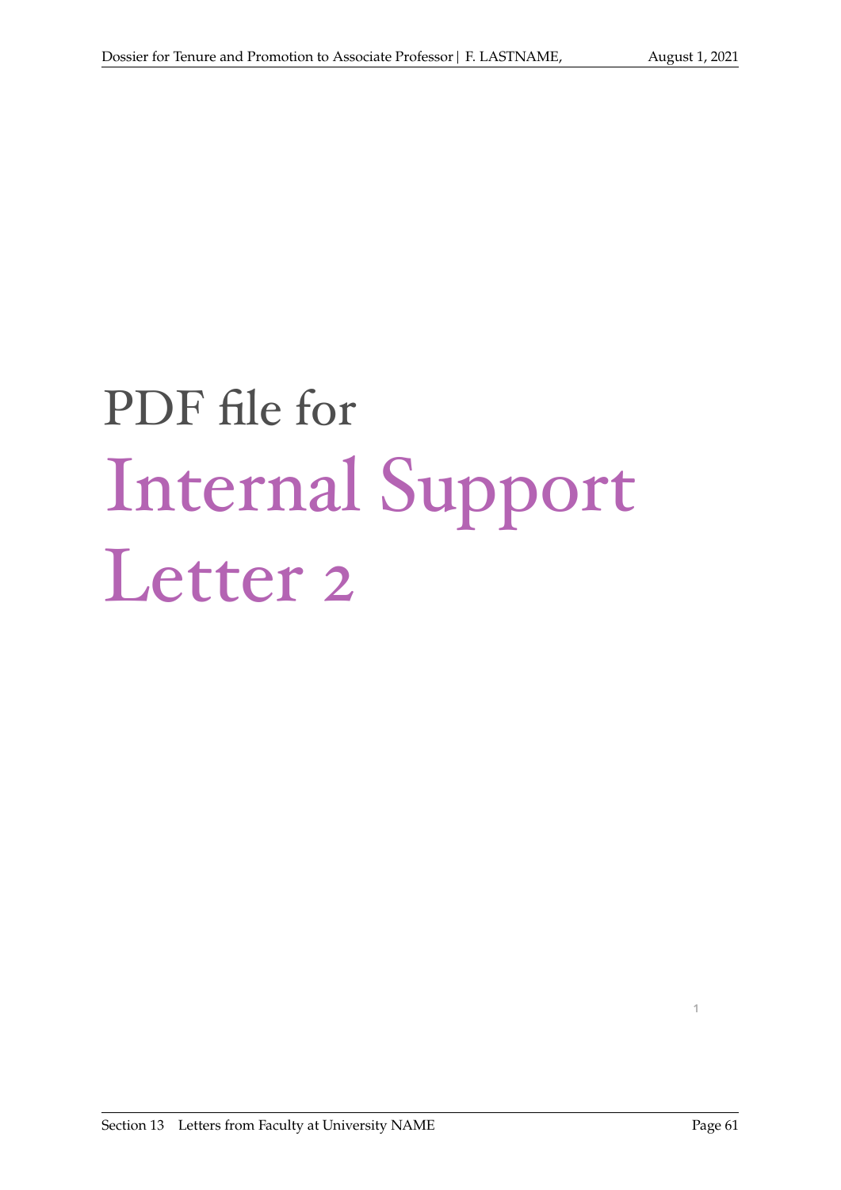# PDF file for Internal Support Letter 2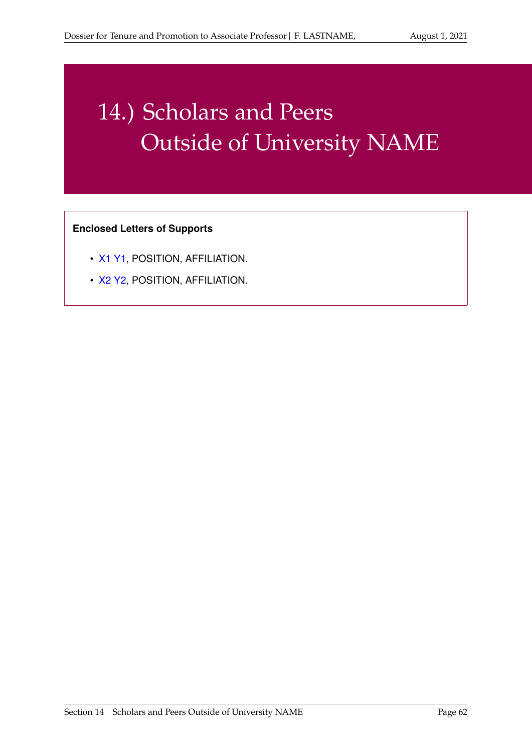# 14.) Scholars and Peers Outside of University NAME

**Enclosed Letters of Supports**

- X1 Y1, POSITION, AFFILIATION.
- X2 Y2, POSITION, AFFILIATION.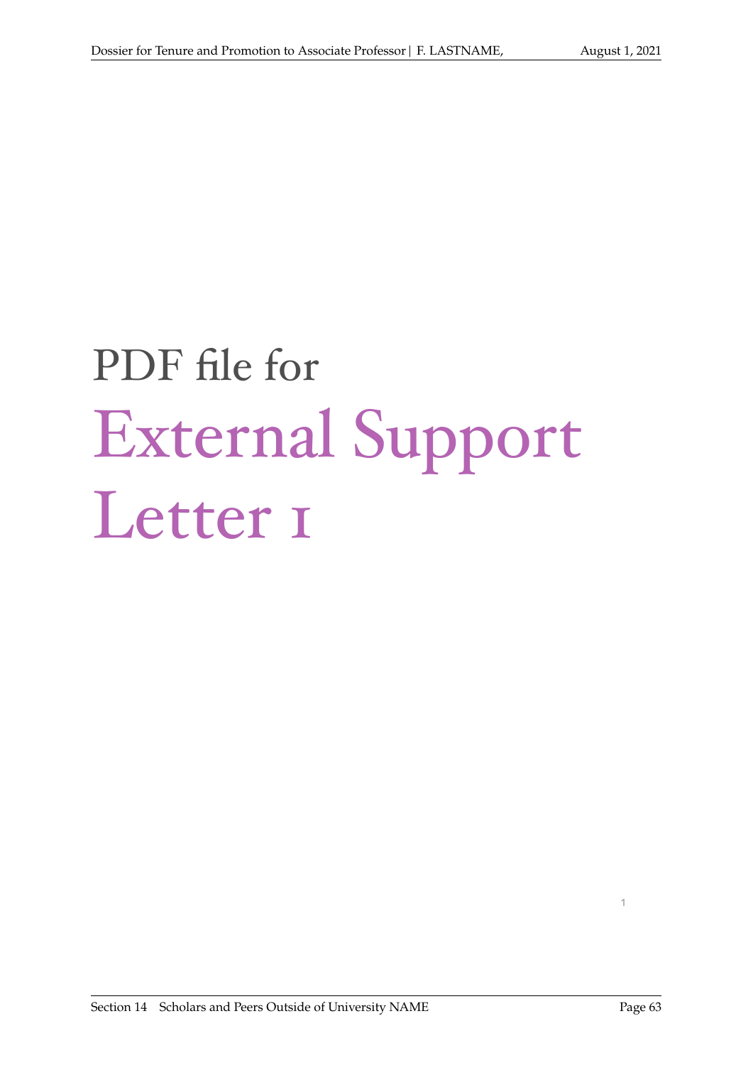# PDF file for External Support Letter 1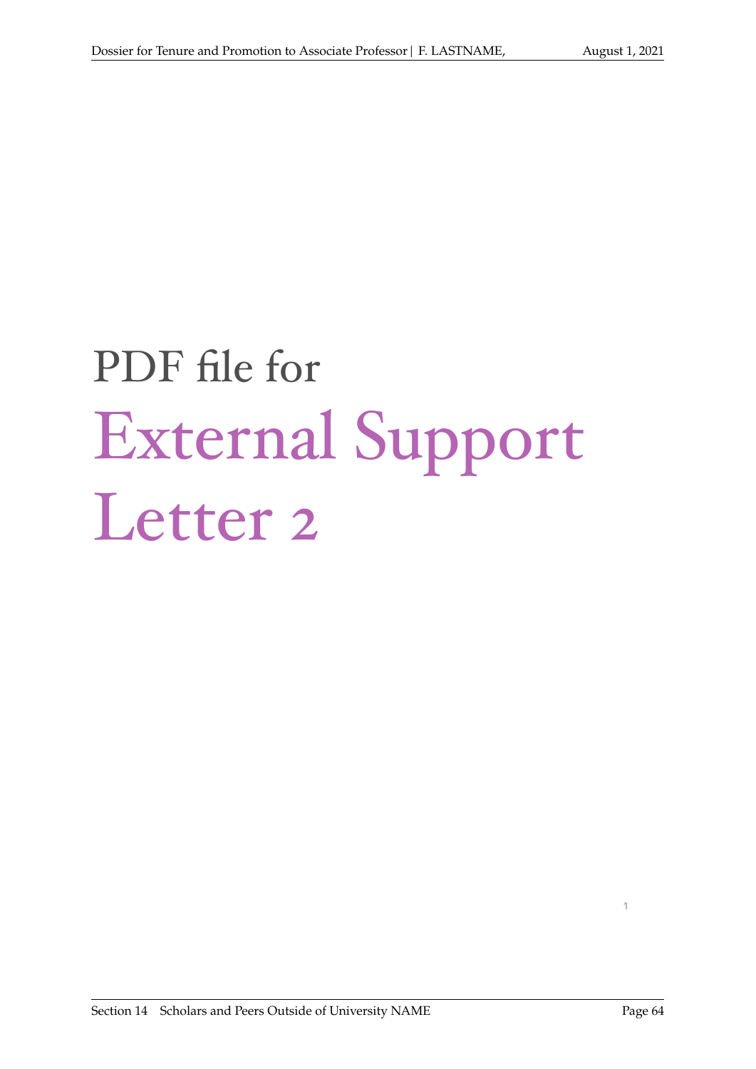# PDF file for External Support Letter 2